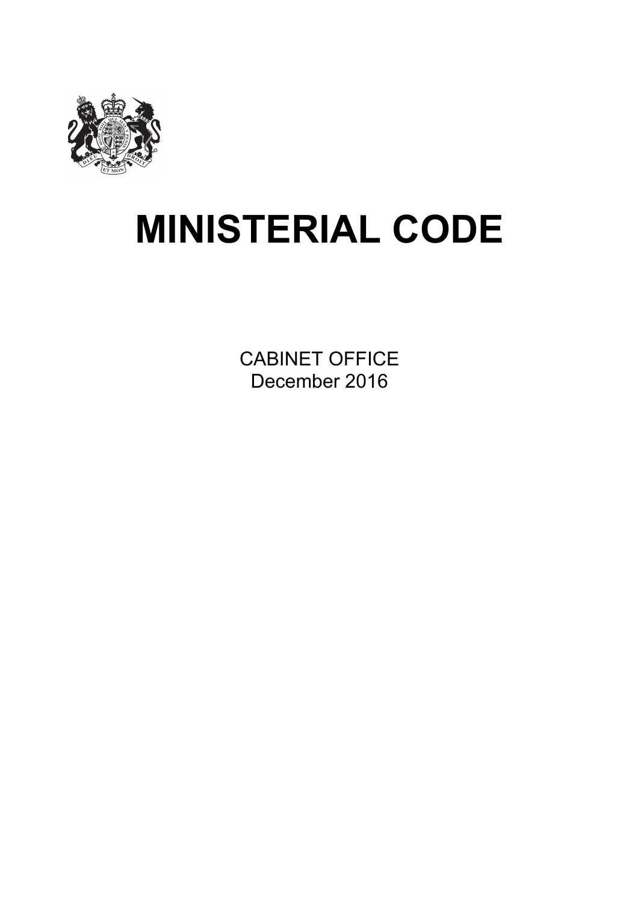# MINISTERIAL CODE

CABINET OFFICE
December 2016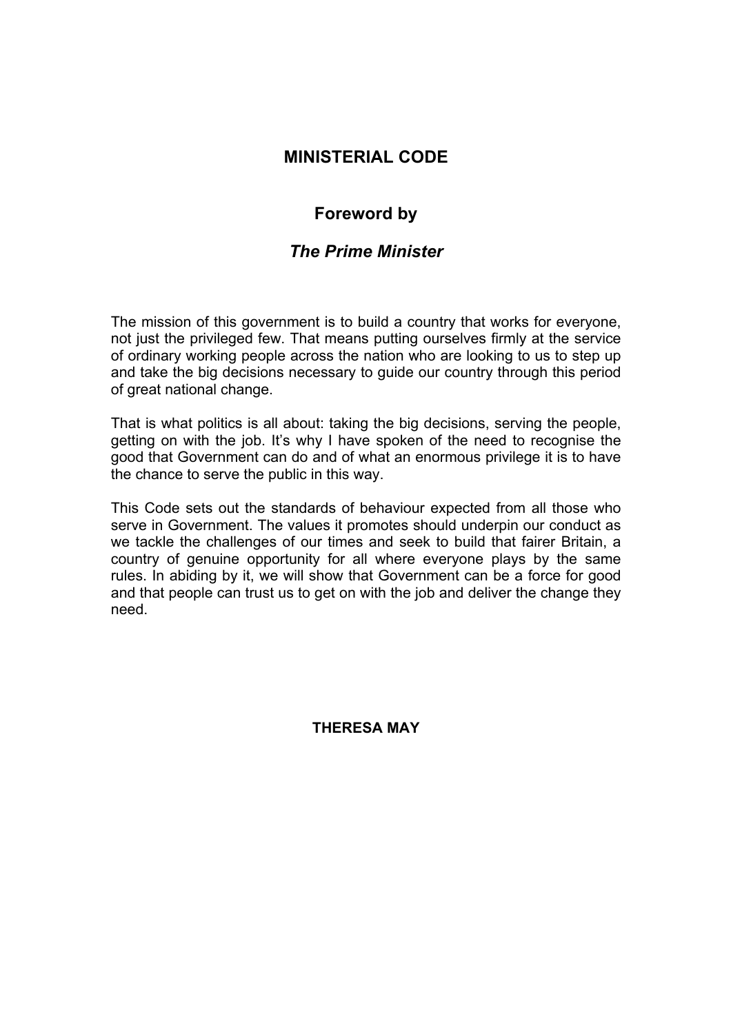# MINISTERIAL CODE

## Foreword by

## *The Prime Minister*

The mission of this government is to build a country that works for everyone, not just the privileged few. That means putting ourselves firmly at the service of ordinary working people across the nation who are looking to us to step up and take the big decisions necessary to guide our country through this period of great national change.

That is what politics is all about: taking the big decisions, serving the people, getting on with the job. It's why I have spoken of the need to recognise the good that Government can do and of what an enormous privilege it is to have the chance to serve the public in this way.

This Code sets out the standards of behaviour expected from all those who serve in Government. The values it promotes should underpin our conduct as we tackle the challenges of our times and seek to build that fairer Britain, a country of genuine opportunity for all where everyone plays by the same rules. In abiding by it, we will show that Government can be a force for good and that people can trust us to get on with the job and deliver the change they need.

**THERESA MAY**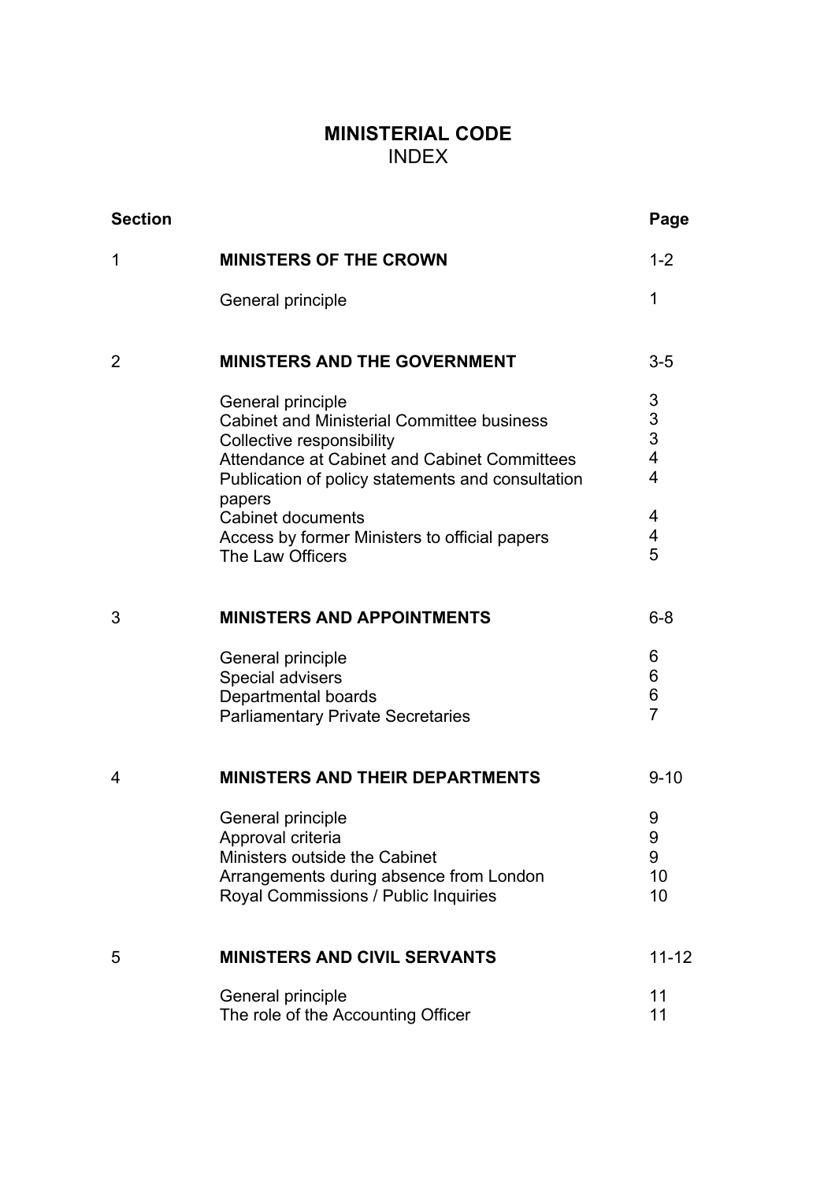# MINISTERIAL CODE

## INDEX

| Section | | Page |
|---|---|---|
| 1 | **MINISTERS OF THE CROWN** | 1-2 |
| | General principle | 1 |
| 2 | **MINISTERS AND THE GOVERNMENT** | 3-5 |
| | General principle | 3 |
| | Cabinet and Ministerial Committee business | 3 |
| | Collective responsibility | 3 |
| | Attendance at Cabinet and Cabinet Committees | 4 |
| | Publication of policy statements and consultation papers | 4 |
| | Cabinet documents | 4 |
| | Access by former Ministers to official papers | 4 |
| | The Law Officers | 5 |
| 3 | **MINISTERS AND APPOINTMENTS** | 6-8 |
| | General principle | 6 |
| | Special advisers | 6 |
| | Departmental boards | 6 |
| | Parliamentary Private Secretaries | 7 |
| 4 | **MINISTERS AND THEIR DEPARTMENTS** | 9-10 |
| | General principle | 9 |
| | Approval criteria | 9 |
| | Ministers outside the Cabinet | 9 |
| | Arrangements during absence from London | 10 |
| | Royal Commissions / Public Inquiries | 10 |
| 5 | **MINISTERS AND CIVIL SERVANTS** | 11-12 |
| | General principle | 11 |
| | The role of the Accounting Officer | 11 |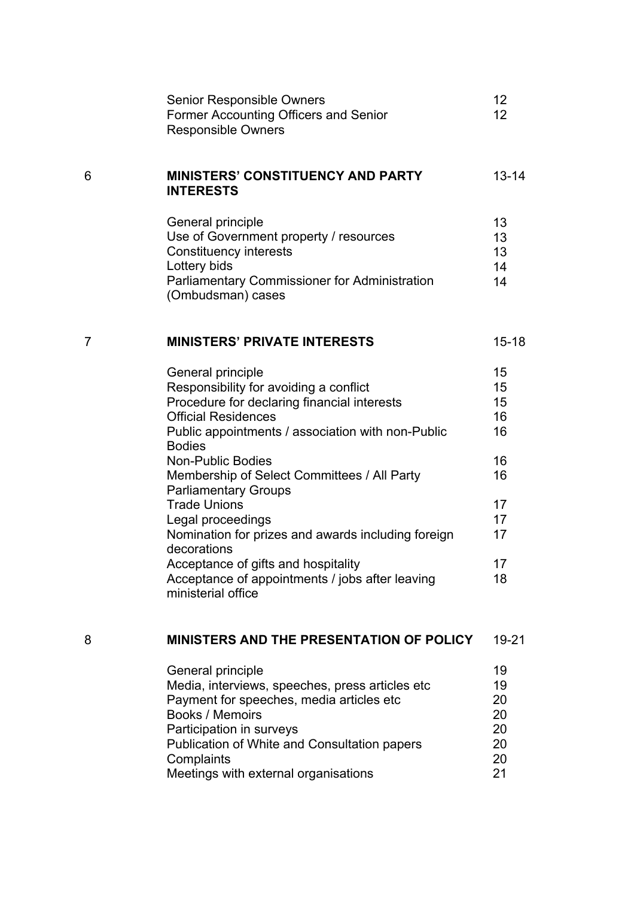| | | |
|---|---|---|
| | Senior Responsible Owners | 12 |
| | Former Accounting Officers and Senior Responsible Owners | 12 |
| | | |
| 6 | **MINISTERS' CONSTITUENCY AND PARTY INTERESTS** | 13-14 |
| | General principle | 13 |
| | Use of Government property / resources | 13 |
| | Constituency interests | 13 |
| | Lottery bids | 14 |
| | Parliamentary Commissioner for Administration (Ombudsman) cases | 14 |
| | | |
| 7 | **MINISTERS' PRIVATE INTERESTS** | 15-18 |
| | General principle | 15 |
| | Responsibility for avoiding a conflict | 15 |
| | Procedure for declaring financial interests | 15 |
| | Official Residences | 16 |
| | Public appointments / association with non-Public Bodies | 16 |
| | Non-Public Bodies | 16 |
| | Membership of Select Committees / All Party Parliamentary Groups | 16 |
| | Trade Unions | 17 |
| | Legal proceedings | 17 |
| | Nomination for prizes and awards including foreign decorations | 17 |
| | Acceptance of gifts and hospitality | 17 |
| | Acceptance of appointments / jobs after leaving ministerial office | 18 |
| | | |
| 8 | **MINISTERS AND THE PRESENTATION OF POLICY** | 19-21 |
| | General principle | 19 |
| | Media, interviews, speeches, press articles etc | 19 |
| | Payment for speeches, media articles etc | 20 |
| | Books / Memoirs | 20 |
| | Participation in surveys | 20 |
| | Publication of White and Consultation papers | 20 |
| | Complaints | 20 |
| | Meetings with external organisations | 21 |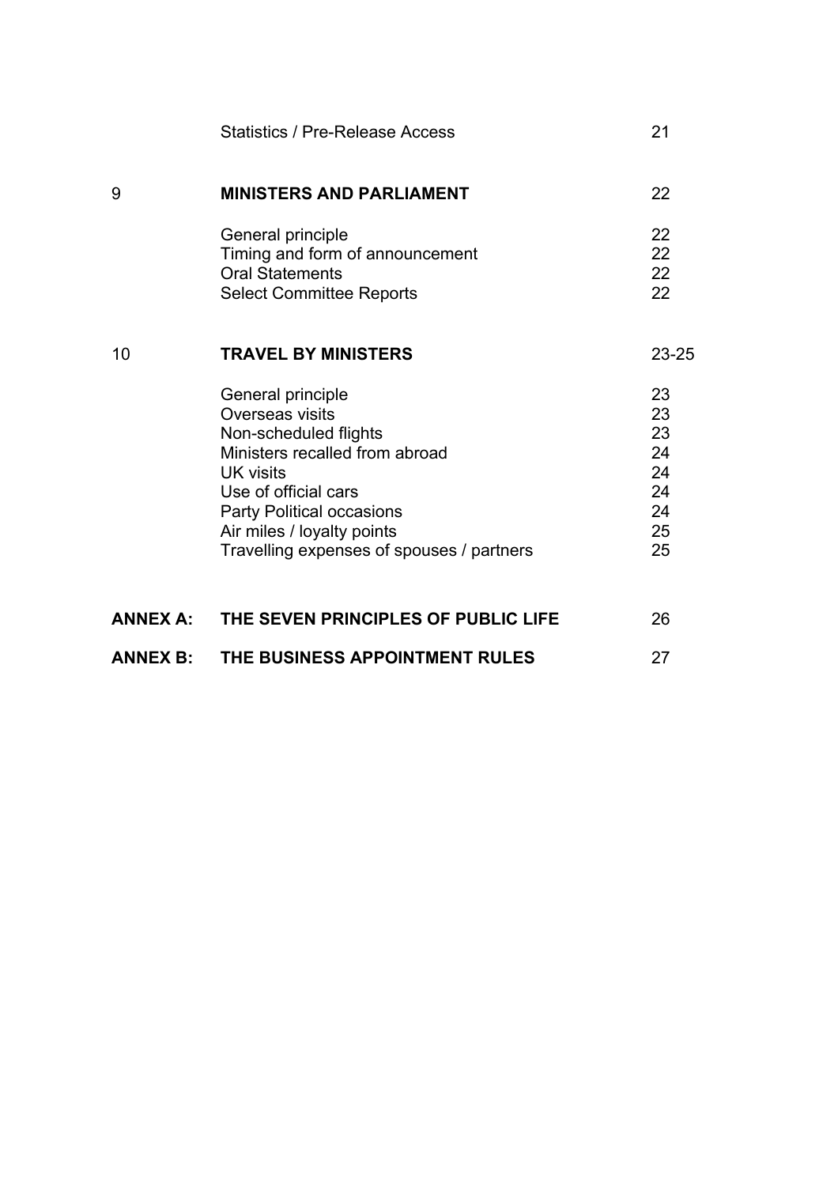| | | |
|---|---|---|
| | Statistics / Pre-Release Access | 21 |
| 9 | **MINISTERS AND PARLIAMENT** | 22 |
| | General principle | 22 |
| | Timing and form of announcement | 22 |
| | Oral Statements | 22 |
| | Select Committee Reports | 22 |
| 10 | **TRAVEL BY MINISTERS** | 23-25 |
| | General principle | 23 |
| | Overseas visits | 23 |
| | Non-scheduled flights | 23 |
| | Ministers recalled from abroad | 24 |
| | UK visits | 24 |
| | Use of official cars | 24 |
| | Party Political occasions | 24 |
| | Air miles / loyalty points | 25 |
| | Travelling expenses of spouses / partners | 25 |
| **ANNEX A:** | **THE SEVEN PRINCIPLES OF PUBLIC LIFE** | 26 |
| **ANNEX B:** | **THE BUSINESS APPOINTMENT RULES** | 27 |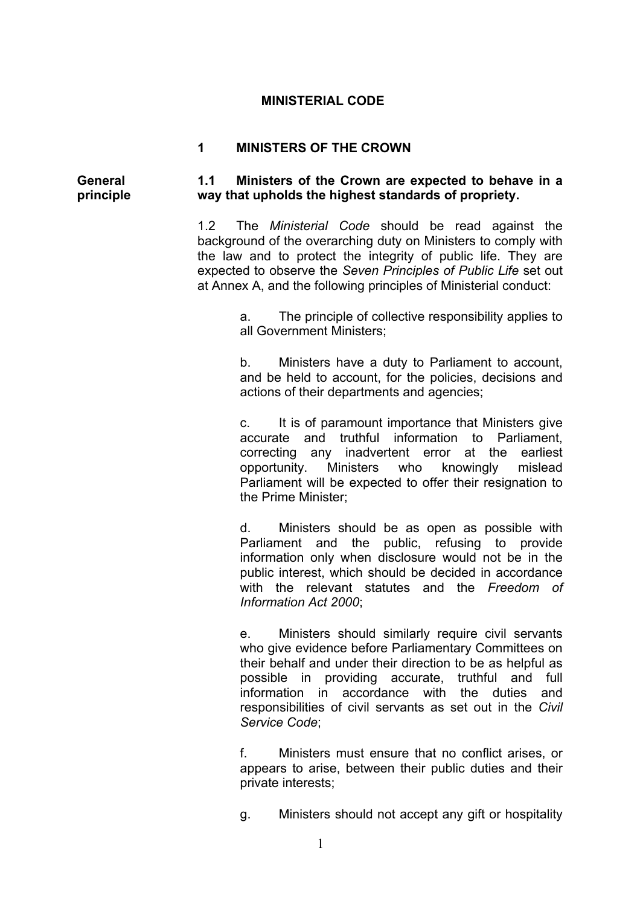# MINISTERIAL CODE

## 1 MINISTERS OF THE CROWN

**General principle**

**1.1 Ministers of the Crown are expected to behave in a way that upholds the highest standards of propriety.**

1.2 The *Ministerial Code* should be read against the background of the overarching duty on Ministers to comply with the law and to protect the integrity of public life. They are expected to observe the *Seven Principles of Public Life* set out at Annex A, and the following principles of Ministerial conduct:

a. The principle of collective responsibility applies to all Government Ministers;

b. Ministers have a duty to Parliament to account, and be held to account, for the policies, decisions and actions of their departments and agencies;

c. It is of paramount importance that Ministers give accurate and truthful information to Parliament, correcting any inadvertent error at the earliest opportunity. Ministers who knowingly mislead Parliament will be expected to offer their resignation to the Prime Minister;

d. Ministers should be as open as possible with Parliament and the public, refusing to provide information only when disclosure would not be in the public interest, which should be decided in accordance with the relevant statutes and the *Freedom of Information Act 2000*;

e. Ministers should similarly require civil servants who give evidence before Parliamentary Committees on their behalf and under their direction to be as helpful as possible in providing accurate, truthful and full information in accordance with the duties and responsibilities of civil servants as set out in the *Civil Service Code*;

f. Ministers must ensure that no conflict arises, or appears to arise, between their public duties and their private interests;

g. Ministers should not accept any gift or hospitality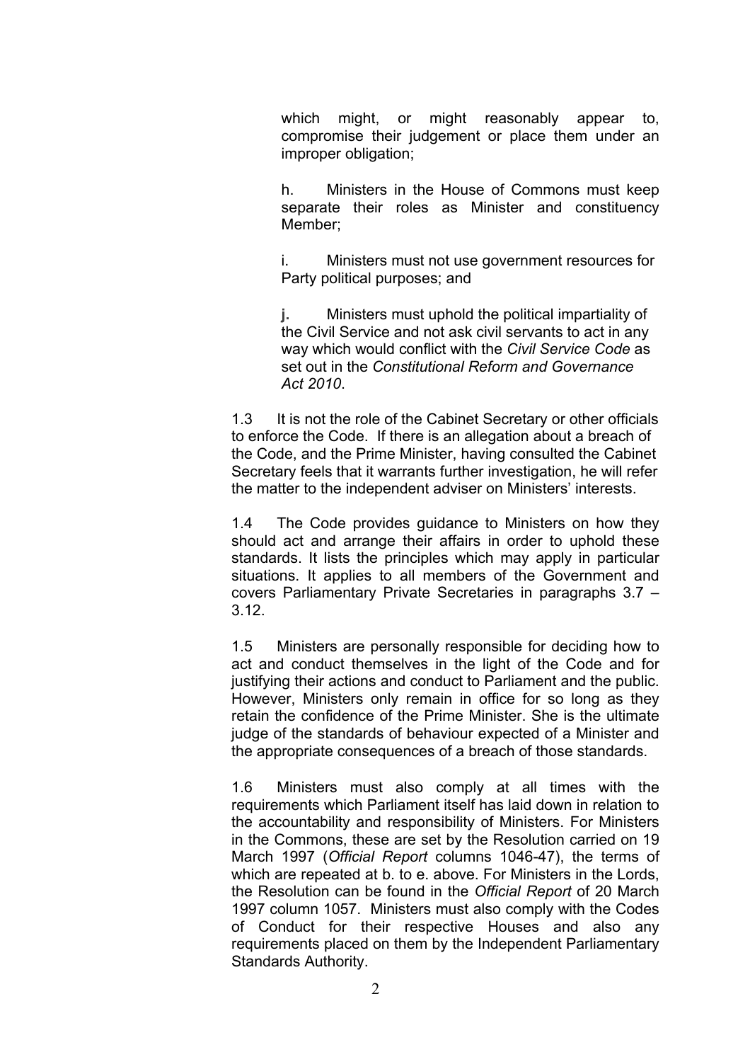which might, or might reasonably appear to, compromise their judgement or place them under an improper obligation;

h. Ministers in the House of Commons must keep separate their roles as Minister and constituency Member;

i. Ministers must not use government resources for Party political purposes; and

j. Ministers must uphold the political impartiality of the Civil Service and not ask civil servants to act in any way which would conflict with the *Civil Service Code* as set out in the *Constitutional Reform and Governance Act 2010*.

1.3 It is not the role of the Cabinet Secretary or other officials to enforce the Code. If there is an allegation about a breach of the Code, and the Prime Minister, having consulted the Cabinet Secretary feels that it warrants further investigation, he will refer the matter to the independent adviser on Ministers' interests.

1.4 The Code provides guidance to Ministers on how they should act and arrange their affairs in order to uphold these standards. It lists the principles which may apply in particular situations. It applies to all members of the Government and covers Parliamentary Private Secretaries in paragraphs 3.7 – 3.12.

1.5 Ministers are personally responsible for deciding how to act and conduct themselves in the light of the Code and for justifying their actions and conduct to Parliament and the public. However, Ministers only remain in office for so long as they retain the confidence of the Prime Minister. She is the ultimate judge of the standards of behaviour expected of a Minister and the appropriate consequences of a breach of those standards.

1.6 Ministers must also comply at all times with the requirements which Parliament itself has laid down in relation to the accountability and responsibility of Ministers. For Ministers in the Commons, these are set by the Resolution carried on 19 March 1997 (*Official Report* columns 1046-47), the terms of which are repeated at b. to e. above. For Ministers in the Lords, the Resolution can be found in the *Official Report* of 20 March 1997 column 1057. Ministers must also comply with the Codes of Conduct for their respective Houses and also any requirements placed on them by the Independent Parliamentary Standards Authority.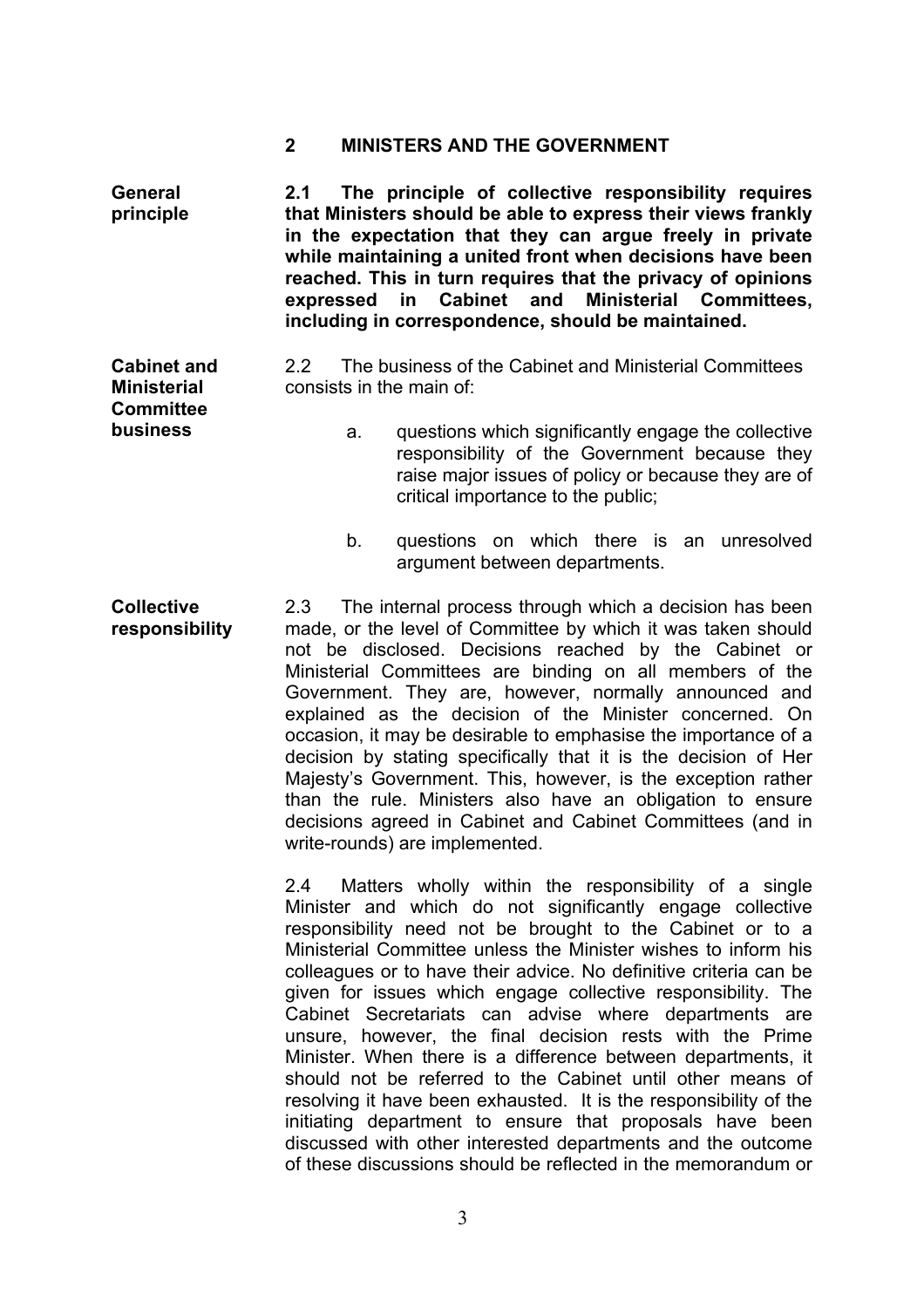## 2 MINISTERS AND THE GOVERNMENT

**General principle**

**2.1 The principle of collective responsibility requires that Ministers should be able to express their views frankly in the expectation that they can argue freely in private while maintaining a united front when decisions have been reached. This in turn requires that the privacy of opinions expressed in Cabinet and Ministerial Committees, including in correspondence, should be maintained.**

**Cabinet and Ministerial Committee business**

2.2 The business of the Cabinet and Ministerial Committees consists in the main of:

a. questions which significantly engage the collective responsibility of the Government because they raise major issues of policy or because they are of critical importance to the public;

b. questions on which there is an unresolved argument between departments.

**Collective responsibility**

2.3 The internal process through which a decision has been made, or the level of Committee by which it was taken should not be disclosed. Decisions reached by the Cabinet or Ministerial Committees are binding on all members of the Government. They are, however, normally announced and explained as the decision of the Minister concerned. On occasion, it may be desirable to emphasise the importance of a decision by stating specifically that it is the decision of Her Majesty's Government. This, however, is the exception rather than the rule. Ministers also have an obligation to ensure decisions agreed in Cabinet and Cabinet Committees (and in write-rounds) are implemented.

2.4 Matters wholly within the responsibility of a single Minister and which do not significantly engage collective responsibility need not be brought to the Cabinet or to a Ministerial Committee unless the Minister wishes to inform his colleagues or to have their advice. No definitive criteria can be given for issues which engage collective responsibility. The Cabinet Secretariats can advise where departments are unsure, however, the final decision rests with the Prime Minister. When there is a difference between departments, it should not be referred to the Cabinet until other means of resolving it have been exhausted. It is the responsibility of the initiating department to ensure that proposals have been discussed with other interested departments and the outcome of these discussions should be reflected in the memorandum or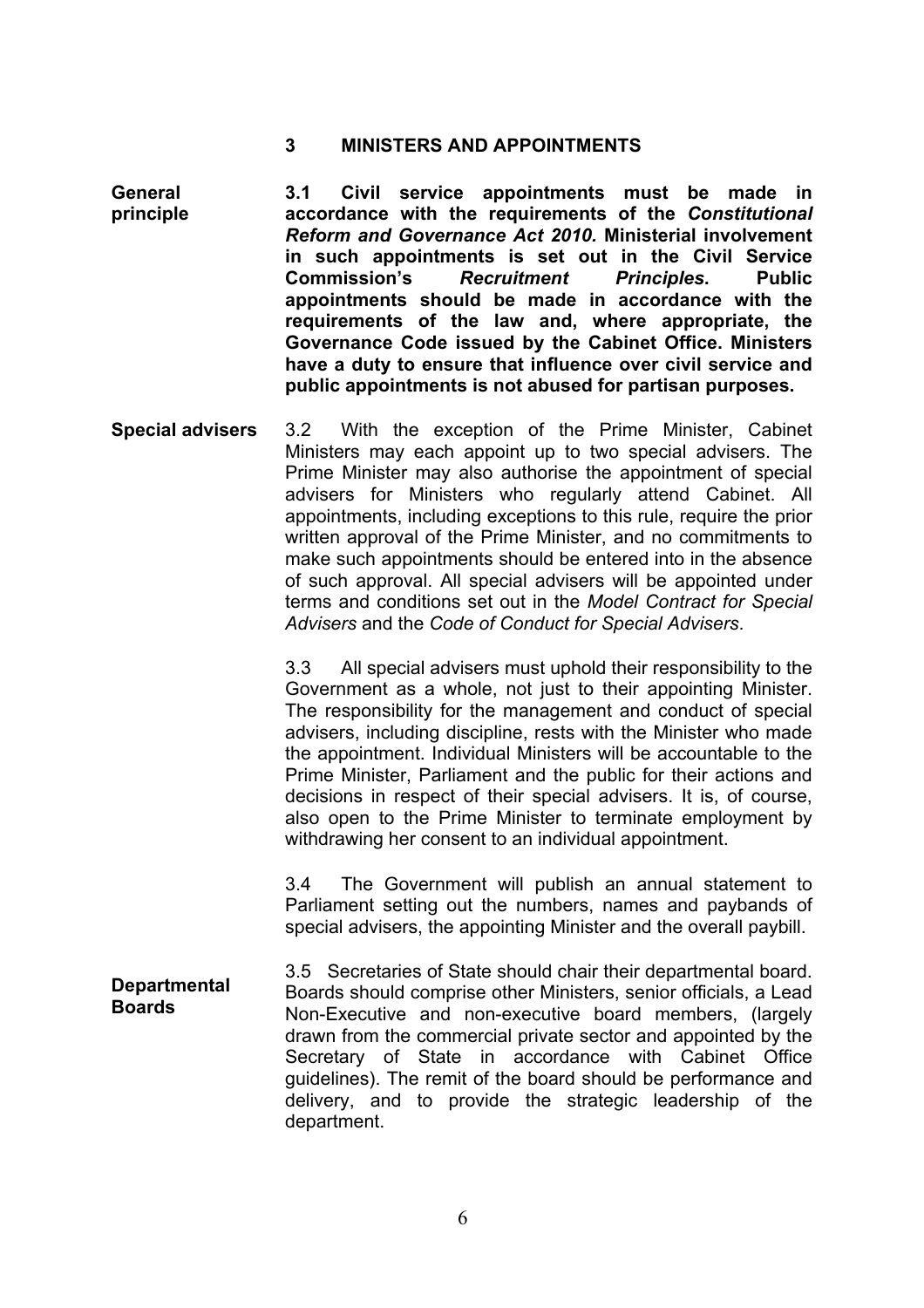## 3 MINISTERS AND APPOINTMENTS

**General principle**

**3.1 Civil service appointments must be made in accordance with the requirements of the *Constitutional Reform and Governance Act 2010.* Ministerial involvement in such appointments is set out in the Civil Service Commission's *Recruitment Principles*. Public appointments should be made in accordance with the requirements of the law and, where appropriate, the Governance Code issued by the Cabinet Office. Ministers have a duty to ensure that influence over civil service and public appointments is not abused for partisan purposes.**

**Special advisers**

3.2 With the exception of the Prime Minister, Cabinet Ministers may each appoint up to two special advisers. The Prime Minister may also authorise the appointment of special advisers for Ministers who regularly attend Cabinet. All appointments, including exceptions to this rule, require the prior written approval of the Prime Minister, and no commitments to make such appointments should be entered into in the absence of such approval. All special advisers will be appointed under terms and conditions set out in the *Model Contract for Special Advisers* and the *Code of Conduct for Special Advisers*.

3.3 All special advisers must uphold their responsibility to the Government as a whole, not just to their appointing Minister. The responsibility for the management and conduct of special advisers, including discipline, rests with the Minister who made the appointment. Individual Ministers will be accountable to the Prime Minister, Parliament and the public for their actions and decisions in respect of their special advisers. It is, of course, also open to the Prime Minister to terminate employment by withdrawing her consent to an individual appointment.

3.4 The Government will publish an annual statement to Parliament setting out the numbers, names and paybands of special advisers, the appointing Minister and the overall paybill.

**Departmental Boards**

3.5 Secretaries of State should chair their departmental board. Boards should comprise other Ministers, senior officials, a Lead Non-Executive and non-executive board members, (largely drawn from the commercial private sector and appointed by the Secretary of State in accordance with Cabinet Office guidelines). The remit of the board should be performance and delivery, and to provide the strategic leadership of the department.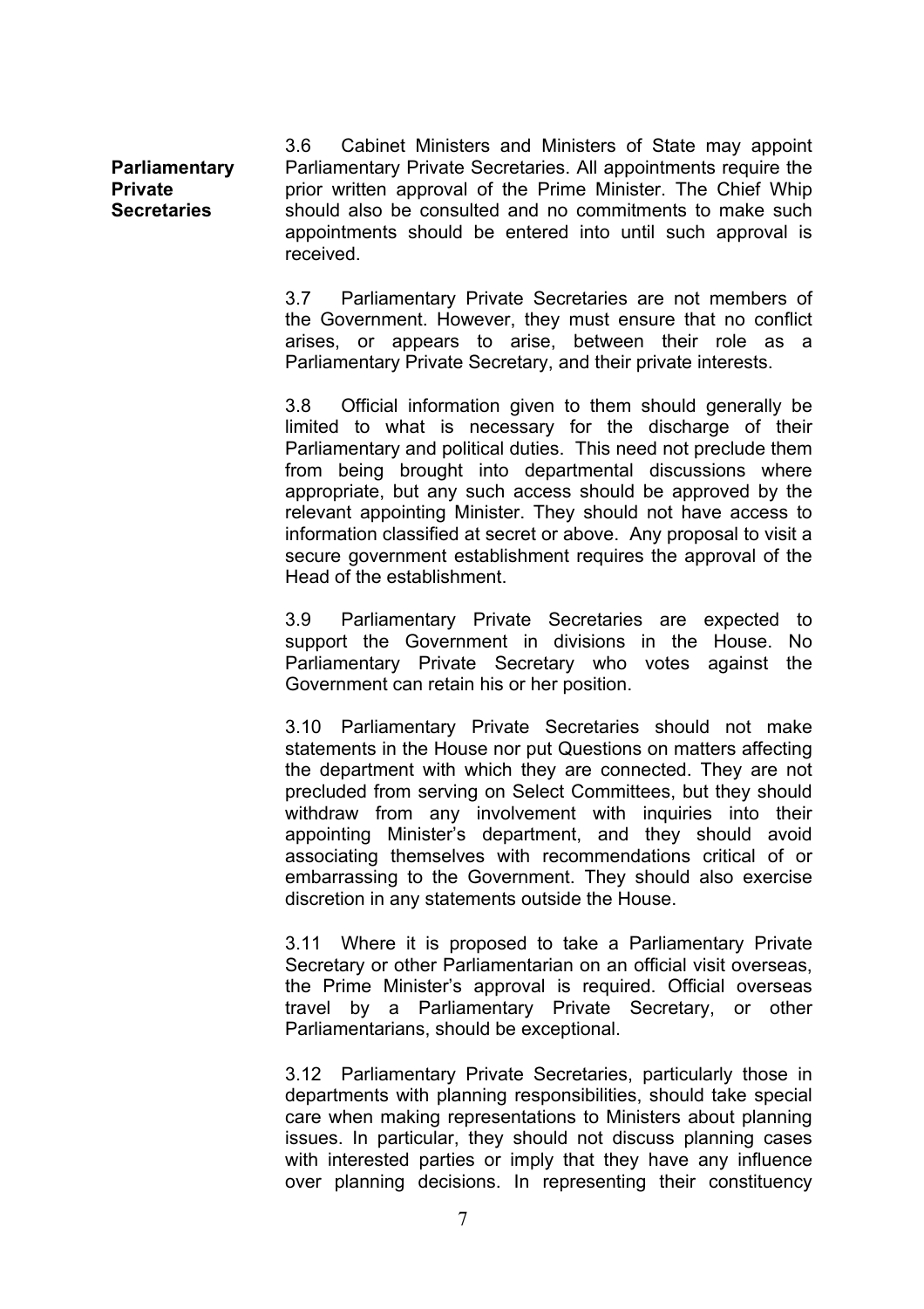**Parliamentary Private Secretaries**

3.6 Cabinet Ministers and Ministers of State may appoint Parliamentary Private Secretaries. All appointments require the prior written approval of the Prime Minister. The Chief Whip should also be consulted and no commitments to make such appointments should be entered into until such approval is received.

3.7 Parliamentary Private Secretaries are not members of the Government. However, they must ensure that no conflict arises, or appears to arise, between their role as a Parliamentary Private Secretary, and their private interests.

3.8 Official information given to them should generally be limited to what is necessary for the discharge of their Parliamentary and political duties. This need not preclude them from being brought into departmental discussions where appropriate, but any such access should be approved by the relevant appointing Minister. They should not have access to information classified at secret or above. Any proposal to visit a secure government establishment requires the approval of the Head of the establishment.

3.9 Parliamentary Private Secretaries are expected to support the Government in divisions in the House. No Parliamentary Private Secretary who votes against the Government can retain his or her position.

3.10 Parliamentary Private Secretaries should not make statements in the House nor put Questions on matters affecting the department with which they are connected. They are not precluded from serving on Select Committees, but they should withdraw from any involvement with inquiries into their appointing Minister's department, and they should avoid associating themselves with recommendations critical of or embarrassing to the Government. They should also exercise discretion in any statements outside the House.

3.11 Where it is proposed to take a Parliamentary Private Secretary or other Parliamentarian on an official visit overseas, the Prime Minister's approval is required. Official overseas travel by a Parliamentary Private Secretary, or other Parliamentarians, should be exceptional.

3.12 Parliamentary Private Secretaries, particularly those in departments with planning responsibilities, should take special care when making representations to Ministers about planning issues. In particular, they should not discuss planning cases with interested parties or imply that they have any influence over planning decisions. In representing their constituency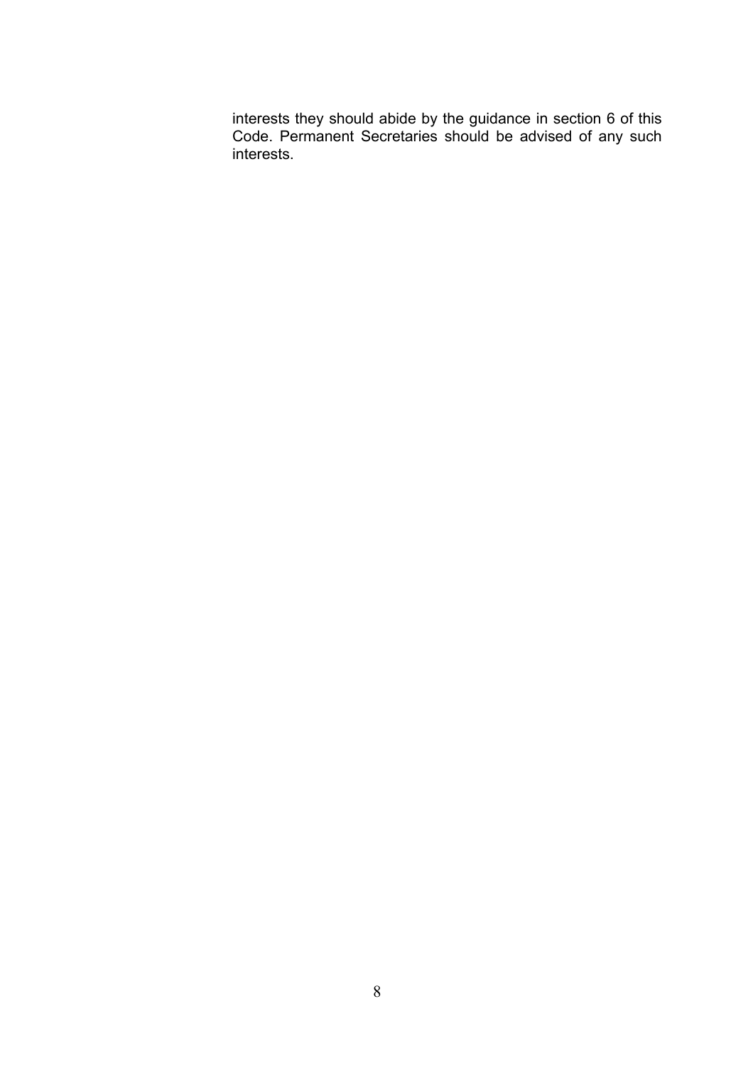interests they should abide by the guidance in section 6 of this Code. Permanent Secretaries should be advised of any such interests.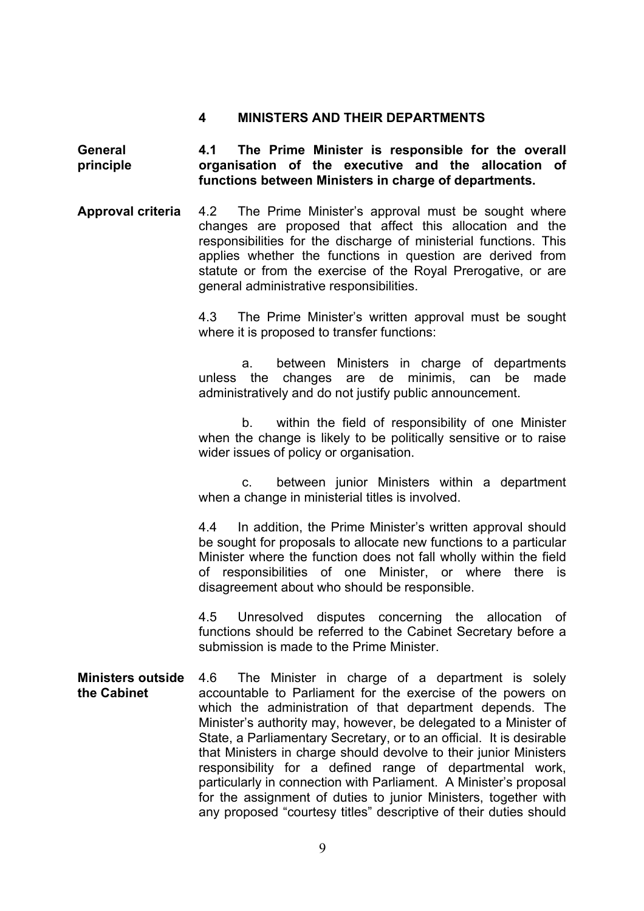## 4 MINISTERS AND THEIR DEPARTMENTS

**General principle**

**4.1 The Prime Minister is responsible for the overall organisation of the executive and the allocation of functions between Ministers in charge of departments.**

**Approval criteria**

4.2 The Prime Minister's approval must be sought where changes are proposed that affect this allocation and the responsibilities for the discharge of ministerial functions. This applies whether the functions in question are derived from statute or from the exercise of the Royal Prerogative, or are general administrative responsibilities.

4.3 The Prime Minister's written approval must be sought where it is proposed to transfer functions:

a. between Ministers in charge of departments unless the changes are de minimis, can be made administratively and do not justify public announcement.

b. within the field of responsibility of one Minister when the change is likely to be politically sensitive or to raise wider issues of policy or organisation.

c. between junior Ministers within a department when a change in ministerial titles is involved.

4.4 In addition, the Prime Minister's written approval should be sought for proposals to allocate new functions to a particular Minister where the function does not fall wholly within the field of responsibilities of one Minister, or where there is disagreement about who should be responsible.

4.5 Unresolved disputes concerning the allocation of functions should be referred to the Cabinet Secretary before a submission is made to the Prime Minister.

**Ministers outside the Cabinet**

4.6 The Minister in charge of a department is solely accountable to Parliament for the exercise of the powers on which the administration of that department depends. The Minister's authority may, however, be delegated to a Minister of State, a Parliamentary Secretary, or to an official. It is desirable that Ministers in charge should devolve to their junior Ministers responsibility for a defined range of departmental work, particularly in connection with Parliament. A Minister's proposal for the assignment of duties to junior Ministers, together with any proposed "courtesy titles" descriptive of their duties should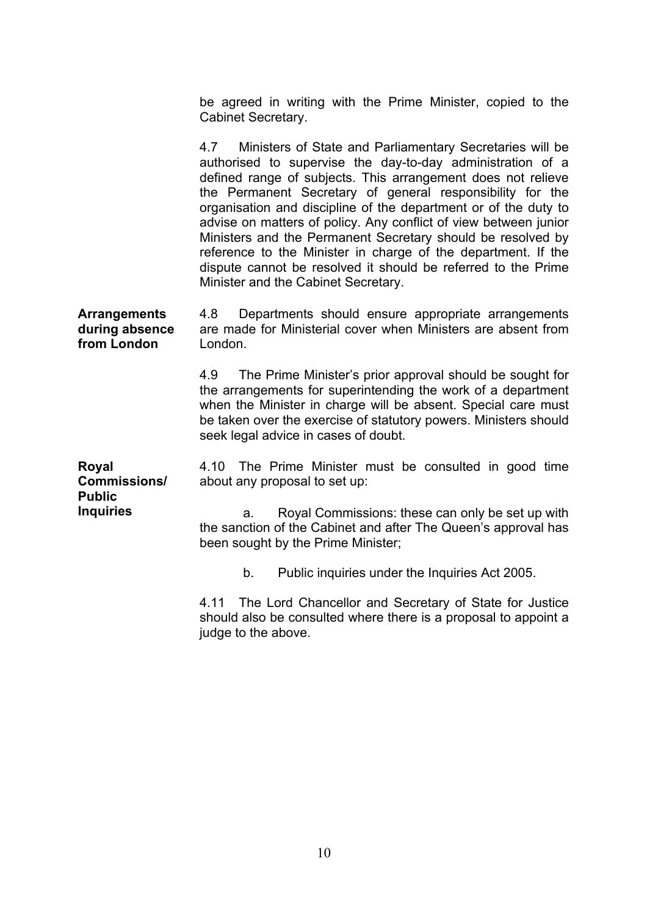be agreed in writing with the Prime Minister, copied to the Cabinet Secretary.

4.7 Ministers of State and Parliamentary Secretaries will be authorised to supervise the day-to-day administration of a defined range of subjects. This arrangement does not relieve the Permanent Secretary of general responsibility for the organisation and discipline of the department or of the duty to advise on matters of policy. Any conflict of view between junior Ministers and the Permanent Secretary should be resolved by reference to the Minister in charge of the department. If the dispute cannot be resolved it should be referred to the Prime Minister and the Cabinet Secretary.

**Arrangements during absence from London**

4.8 Departments should ensure appropriate arrangements are made for Ministerial cover when Ministers are absent from London.

4.9 The Prime Minister's prior approval should be sought for the arrangements for superintending the work of a department when the Minister in charge will be absent. Special care must be taken over the exercise of statutory powers. Ministers should seek legal advice in cases of doubt.

**Royal Commissions/ Public Inquiries**

4.10 The Prime Minister must be consulted in good time about any proposal to set up:

a. Royal Commissions: these can only be set up with the sanction of the Cabinet and after The Queen's approval has been sought by the Prime Minister;

b. Public inquiries under the Inquiries Act 2005.

4.11 The Lord Chancellor and Secretary of State for Justice should also be consulted where there is a proposal to appoint a judge to the above.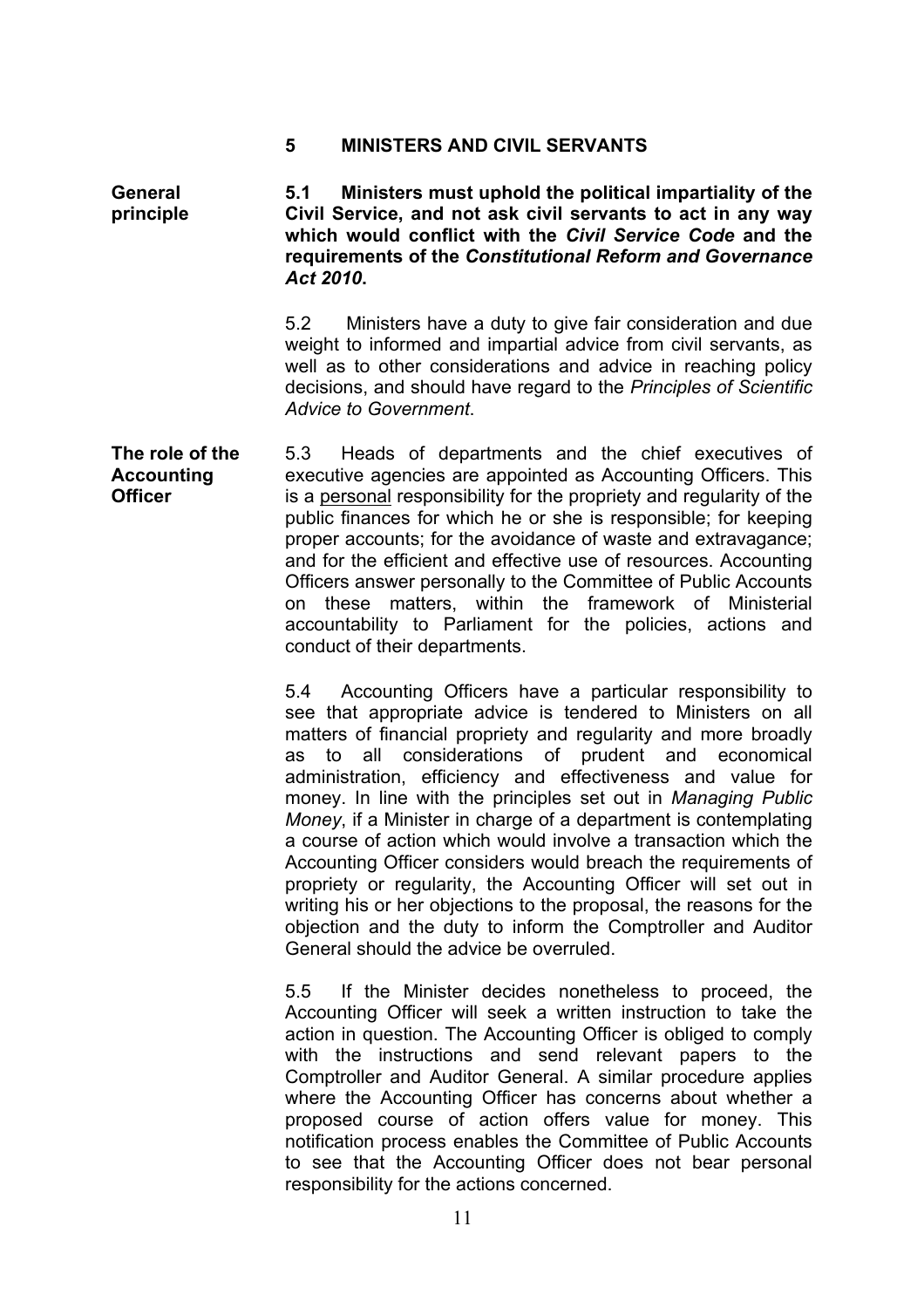## 5 MINISTERS AND CIVIL SERVANTS

**General principle**

**5.1 Ministers must uphold the political impartiality of the Civil Service, and not ask civil servants to act in any way which would conflict with the *Civil Service Code* and the requirements of the *Constitutional Reform and Governance Act 2010*.**

5.2 Ministers have a duty to give fair consideration and due weight to informed and impartial advice from civil servants, as well as to other considerations and advice in reaching policy decisions, and should have regard to the *Principles of Scientific Advice to Government*.

**The role of the Accounting Officer**

5.3 Heads of departments and the chief executives of executive agencies are appointed as Accounting Officers. This is a <u>personal</u> responsibility for the propriety and regularity of the public finances for which he or she is responsible; for keeping proper accounts; for the avoidance of waste and extravagance; and for the efficient and effective use of resources. Accounting Officers answer personally to the Committee of Public Accounts on these matters, within the framework of Ministerial accountability to Parliament for the policies, actions and conduct of their departments.

5.4 Accounting Officers have a particular responsibility to see that appropriate advice is tendered to Ministers on all matters of financial propriety and regularity and more broadly as to all considerations of prudent and economical administration, efficiency and effectiveness and value for money. In line with the principles set out in *Managing Public Money*, if a Minister in charge of a department is contemplating a course of action which would involve a transaction which the Accounting Officer considers would breach the requirements of propriety or regularity, the Accounting Officer will set out in writing his or her objections to the proposal, the reasons for the objection and the duty to inform the Comptroller and Auditor General should the advice be overruled.

5.5 If the Minister decides nonetheless to proceed, the Accounting Officer will seek a written instruction to take the action in question. The Accounting Officer is obliged to comply with the instructions and send relevant papers to the Comptroller and Auditor General. A similar procedure applies where the Accounting Officer has concerns about whether a proposed course of action offers value for money. This notification process enables the Committee of Public Accounts to see that the Accounting Officer does not bear personal responsibility for the actions concerned.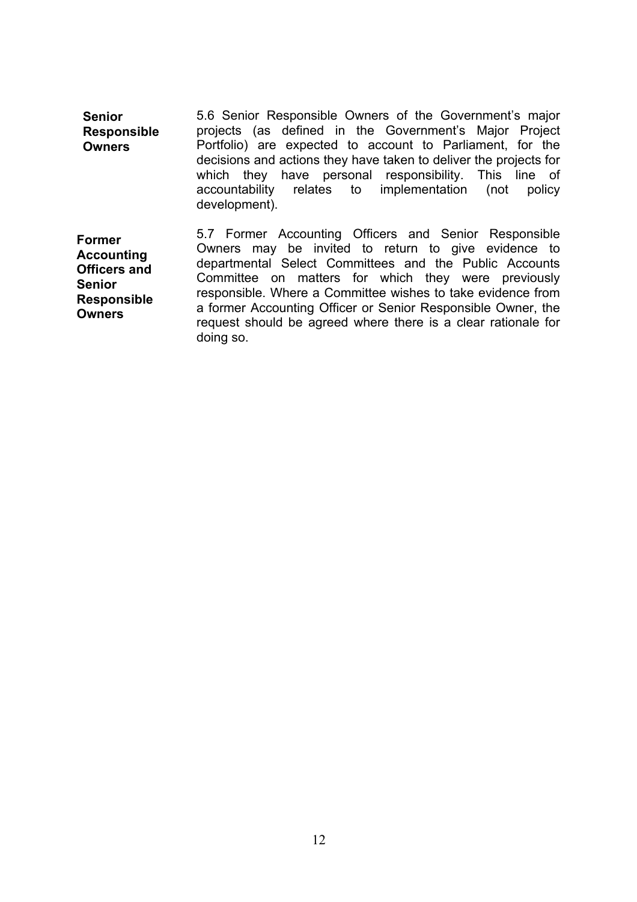**Senior Responsible Owners**

5.6 Senior Responsible Owners of the Government's major projects (as defined in the Government's Major Project Portfolio) are expected to account to Parliament, for the decisions and actions they have taken to deliver the projects for which they have personal responsibility. This line of accountability relates to implementation (not policy development).

**Former Accounting Officers and Senior Responsible Owners**

5.7 Former Accounting Officers and Senior Responsible Owners may be invited to return to give evidence to departmental Select Committees and the Public Accounts Committee on matters for which they were previously responsible. Where a Committee wishes to take evidence from a former Accounting Officer or Senior Responsible Owner, the request should be agreed where there is a clear rationale for doing so.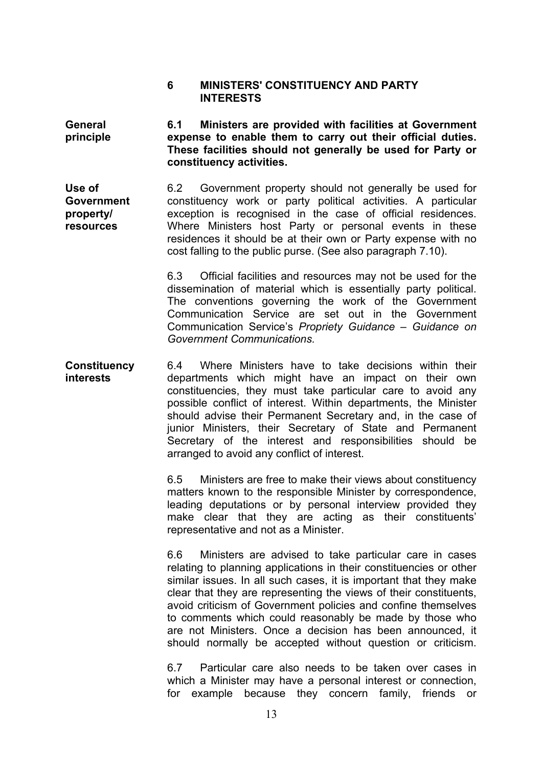## 6 MINISTERS' CONSTITUENCY AND PARTY INTERESTS

**General principle**

**6.1 Ministers are provided with facilities at Government expense to enable them to carry out their official duties. These facilities should not generally be used for Party or constituency activities.**

**Use of Government property/ resources**

6.2 Government property should not generally be used for constituency work or party political activities. A particular exception is recognised in the case of official residences. Where Ministers host Party or personal events in these residences it should be at their own or Party expense with no cost falling to the public purse. (See also paragraph 7.10).

6.3 Official facilities and resources may not be used for the dissemination of material which is essentially party political. The conventions governing the work of the Government Communication Service are set out in the Government Communication Service's *Propriety Guidance – Guidance on Government Communications.*

**Constituency interests**

6.4 Where Ministers have to take decisions within their departments which might have an impact on their own constituencies, they must take particular care to avoid any possible conflict of interest. Within departments, the Minister should advise their Permanent Secretary and, in the case of junior Ministers, their Secretary of State and Permanent Secretary of the interest and responsibilities should be arranged to avoid any conflict of interest.

6.5 Ministers are free to make their views about constituency matters known to the responsible Minister by correspondence, leading deputations or by personal interview provided they make clear that they are acting as their constituents' representative and not as a Minister.

6.6 Ministers are advised to take particular care in cases relating to planning applications in their constituencies or other similar issues. In all such cases, it is important that they make clear that they are representing the views of their constituents, avoid criticism of Government policies and confine themselves to comments which could reasonably be made by those who are not Ministers. Once a decision has been announced, it should normally be accepted without question or criticism.

6.7 Particular care also needs to be taken over cases in which a Minister may have a personal interest or connection, for example because they concern family, friends or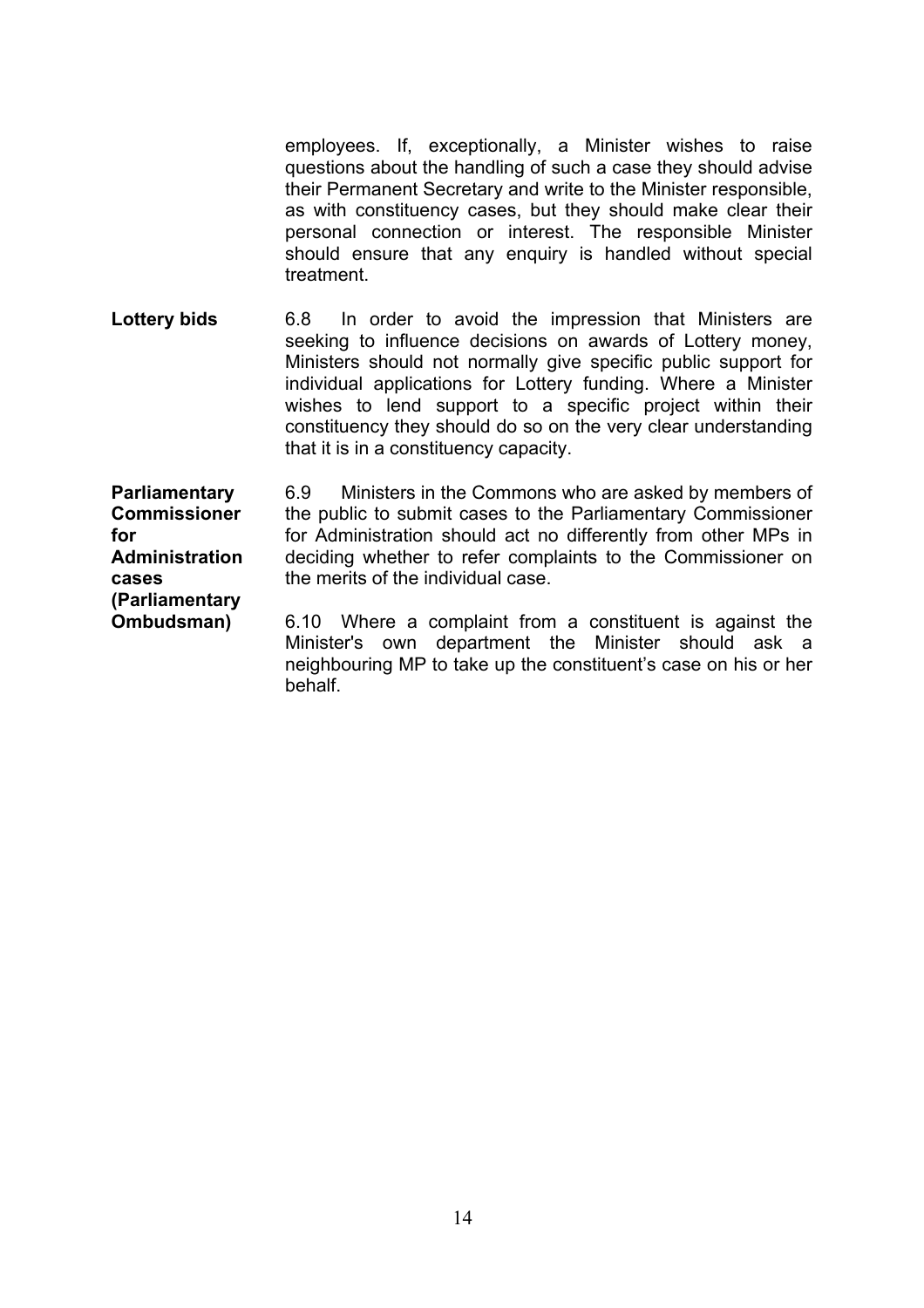employees. If, exceptionally, a Minister wishes to raise questions about the handling of such a case they should advise their Permanent Secretary and write to the Minister responsible, as with constituency cases, but they should make clear their personal connection or interest. The responsible Minister should ensure that any enquiry is handled without special treatment.

**Lottery bids**

6.8 In order to avoid the impression that Ministers are seeking to influence decisions on awards of Lottery money, Ministers should not normally give specific public support for individual applications for Lottery funding. Where a Minister wishes to lend support to a specific project within their constituency they should do so on the very clear understanding that it is in a constituency capacity.

**Parliamentary Commissioner for Administration cases (Parliamentary Ombudsman)**

6.9 Ministers in the Commons who are asked by members of the public to submit cases to the Parliamentary Commissioner for Administration should act no differently from other MPs in deciding whether to refer complaints to the Commissioner on the merits of the individual case.

6.10 Where a complaint from a constituent is against the Minister's own department the Minister should ask a neighbouring MP to take up the constituent's case on his or her behalf.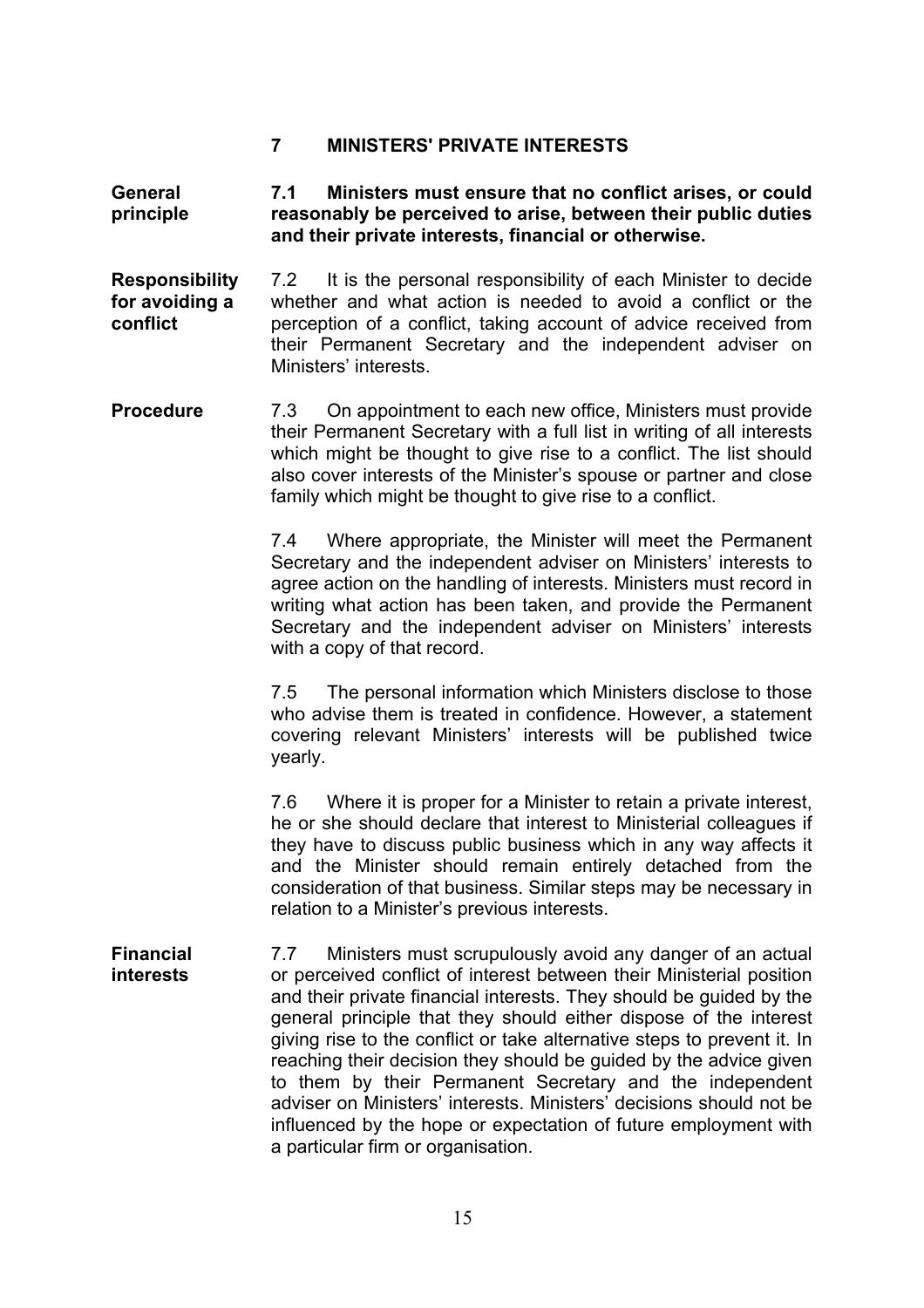## 7 MINISTERS' PRIVATE INTERESTS

**General principle**

**7.1 Ministers must ensure that no conflict arises, or could reasonably be perceived to arise, between their public duties and their private interests, financial or otherwise.**

**Responsibility for avoiding a conflict**

7.2 It is the personal responsibility of each Minister to decide whether and what action is needed to avoid a conflict or the perception of a conflict, taking account of advice received from their Permanent Secretary and the independent adviser on Ministers' interests.

**Procedure**

7.3 On appointment to each new office, Ministers must provide their Permanent Secretary with a full list in writing of all interests which might be thought to give rise to a conflict. The list should also cover interests of the Minister's spouse or partner and close family which might be thought to give rise to a conflict.

7.4 Where appropriate, the Minister will meet the Permanent Secretary and the independent adviser on Ministers' interests to agree action on the handling of interests. Ministers must record in writing what action has been taken, and provide the Permanent Secretary and the independent adviser on Ministers' interests with a copy of that record.

7.5 The personal information which Ministers disclose to those who advise them is treated in confidence. However, a statement covering relevant Ministers' interests will be published twice yearly.

7.6 Where it is proper for a Minister to retain a private interest, he or she should declare that interest to Ministerial colleagues if they have to discuss public business which in any way affects it and the Minister should remain entirely detached from the consideration of that business. Similar steps may be necessary in relation to a Minister's previous interests.

**Financial interests**

7.7 Ministers must scrupulously avoid any danger of an actual or perceived conflict of interest between their Ministerial position and their private financial interests. They should be guided by the general principle that they should either dispose of the interest giving rise to the conflict or take alternative steps to prevent it. In reaching their decision they should be guided by the advice given to them by their Permanent Secretary and the independent adviser on Ministers' interests. Ministers' decisions should not be influenced by the hope or expectation of future employment with a particular firm or organisation.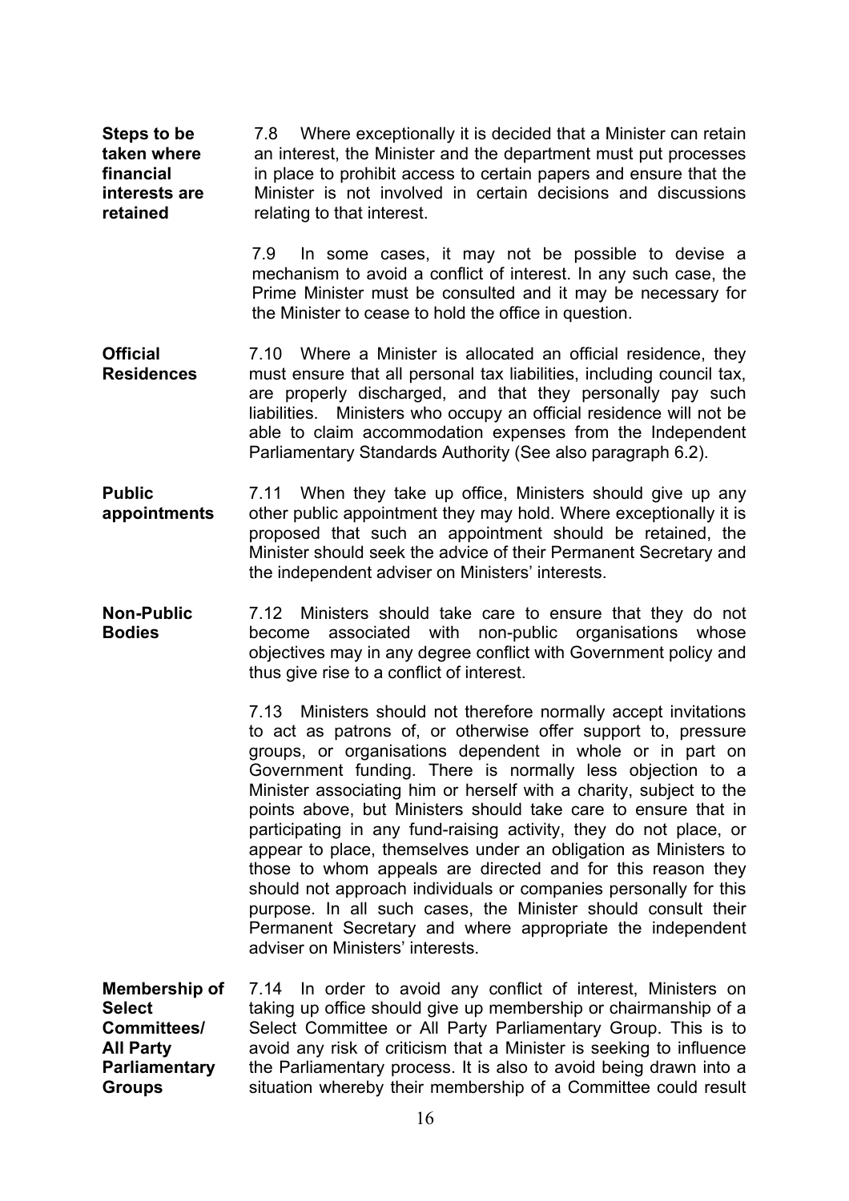**Steps to be taken where financial interests are retained**

7.8 Where exceptionally it is decided that a Minister can retain an interest, the Minister and the department must put processes in place to prohibit access to certain papers and ensure that the Minister is not involved in certain decisions and discussions relating to that interest.

7.9 In some cases, it may not be possible to devise a mechanism to avoid a conflict of interest. In any such case, the Prime Minister must be consulted and it may be necessary for the Minister to cease to hold the office in question.

**Official Residences**

7.10 Where a Minister is allocated an official residence, they must ensure that all personal tax liabilities, including council tax, are properly discharged, and that they personally pay such liabilities. Ministers who occupy an official residence will not be able to claim accommodation expenses from the Independent Parliamentary Standards Authority (See also paragraph 6.2).

**Public appointments**

7.11 When they take up office, Ministers should give up any other public appointment they may hold. Where exceptionally it is proposed that such an appointment should be retained, the Minister should seek the advice of their Permanent Secretary and the independent adviser on Ministers' interests.

**Non-Public Bodies**

7.12 Ministers should take care to ensure that they do not become associated with non-public organisations whose objectives may in any degree conflict with Government policy and thus give rise to a conflict of interest.

7.13 Ministers should not therefore normally accept invitations to act as patrons of, or otherwise offer support to, pressure groups, or organisations dependent in whole or in part on Government funding. There is normally less objection to a Minister associating him or herself with a charity, subject to the points above, but Ministers should take care to ensure that in participating in any fund-raising activity, they do not place, or appear to place, themselves under an obligation as Ministers to those to whom appeals are directed and for this reason they should not approach individuals or companies personally for this purpose. In all such cases, the Minister should consult their Permanent Secretary and where appropriate the independent adviser on Ministers' interests.

**Membership of Select Committees/ All Party Parliamentary Groups**

7.14 In order to avoid any conflict of interest, Ministers on taking up office should give up membership or chairmanship of a Select Committee or All Party Parliamentary Group. This is to avoid any risk of criticism that a Minister is seeking to influence the Parliamentary process. It is also to avoid being drawn into a situation whereby their membership of a Committee could result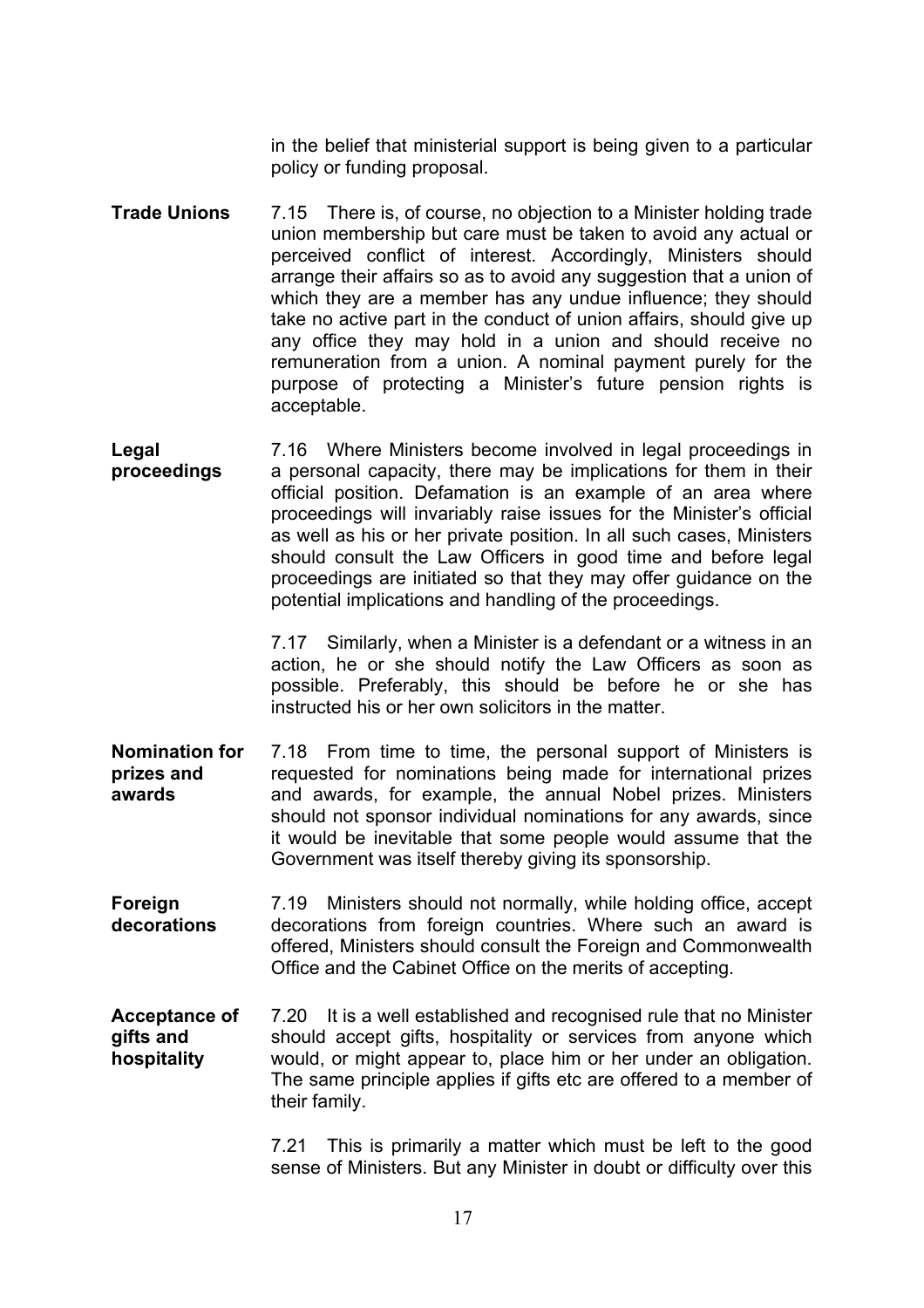in the belief that ministerial support is being given to a particular policy or funding proposal.

**Trade Unions**

7.15 There is, of course, no objection to a Minister holding trade union membership but care must be taken to avoid any actual or perceived conflict of interest. Accordingly, Ministers should arrange their affairs so as to avoid any suggestion that a union of which they are a member has any undue influence; they should take no active part in the conduct of union affairs, should give up any office they may hold in a union and should receive no remuneration from a union. A nominal payment purely for the purpose of protecting a Minister's future pension rights is acceptable.

**Legal proceedings**

7.16 Where Ministers become involved in legal proceedings in a personal capacity, there may be implications for them in their official position. Defamation is an example of an area where proceedings will invariably raise issues for the Minister's official as well as his or her private position. In all such cases, Ministers should consult the Law Officers in good time and before legal proceedings are initiated so that they may offer guidance on the potential implications and handling of the proceedings.

7.17 Similarly, when a Minister is a defendant or a witness in an action, he or she should notify the Law Officers as soon as possible. Preferably, this should be before he or she has instructed his or her own solicitors in the matter.

**Nomination for prizes and awards**

7.18 From time to time, the personal support of Ministers is requested for nominations being made for international prizes and awards, for example, the annual Nobel prizes. Ministers should not sponsor individual nominations for any awards, since it would be inevitable that some people would assume that the Government was itself thereby giving its sponsorship.

**Foreign decorations**

7.19 Ministers should not normally, while holding office, accept decorations from foreign countries. Where such an award is offered, Ministers should consult the Foreign and Commonwealth Office and the Cabinet Office on the merits of accepting.

**Acceptance of gifts and hospitality**

7.20 It is a well established and recognised rule that no Minister should accept gifts, hospitality or services from anyone which would, or might appear to, place him or her under an obligation. The same principle applies if gifts etc are offered to a member of their family.

7.21 This is primarily a matter which must be left to the good sense of Ministers. But any Minister in doubt or difficulty over this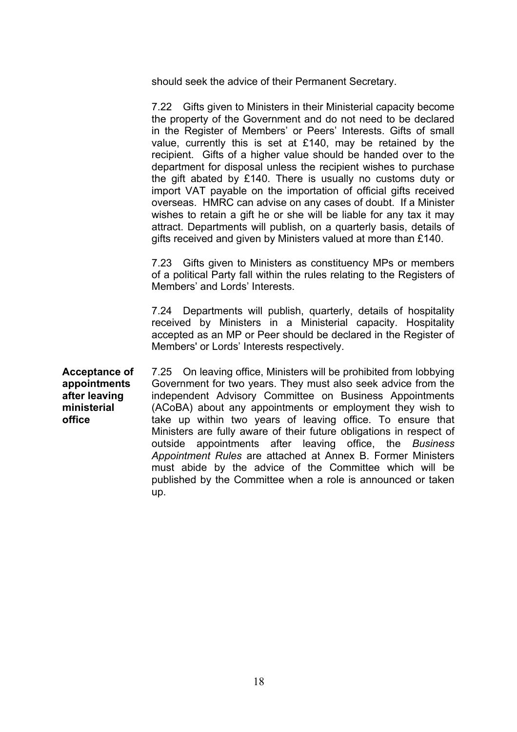should seek the advice of their Permanent Secretary.

7.22 Gifts given to Ministers in their Ministerial capacity become the property of the Government and do not need to be declared in the Register of Members' or Peers' Interests. Gifts of small value, currently this is set at £140, may be retained by the recipient. Gifts of a higher value should be handed over to the department for disposal unless the recipient wishes to purchase the gift abated by £140. There is usually no customs duty or import VAT payable on the importation of official gifts received overseas. HMRC can advise on any cases of doubt. If a Minister wishes to retain a gift he or she will be liable for any tax it may attract. Departments will publish, on a quarterly basis, details of gifts received and given by Ministers valued at more than £140.

7.23 Gifts given to Ministers as constituency MPs or members of a political Party fall within the rules relating to the Registers of Members' and Lords' Interests.

7.24 Departments will publish, quarterly, details of hospitality received by Ministers in a Ministerial capacity. Hospitality accepted as an MP or Peer should be declared in the Register of Members' or Lords' Interests respectively.

**Acceptance of appointments after leaving ministerial office**

7.25 On leaving office, Ministers will be prohibited from lobbying Government for two years. They must also seek advice from the independent Advisory Committee on Business Appointments (ACoBA) about any appointments or employment they wish to take up within two years of leaving office. To ensure that Ministers are fully aware of their future obligations in respect of outside appointments after leaving office, the *Business Appointment Rules* are attached at Annex B. Former Ministers must abide by the advice of the Committee which will be published by the Committee when a role is announced or taken up.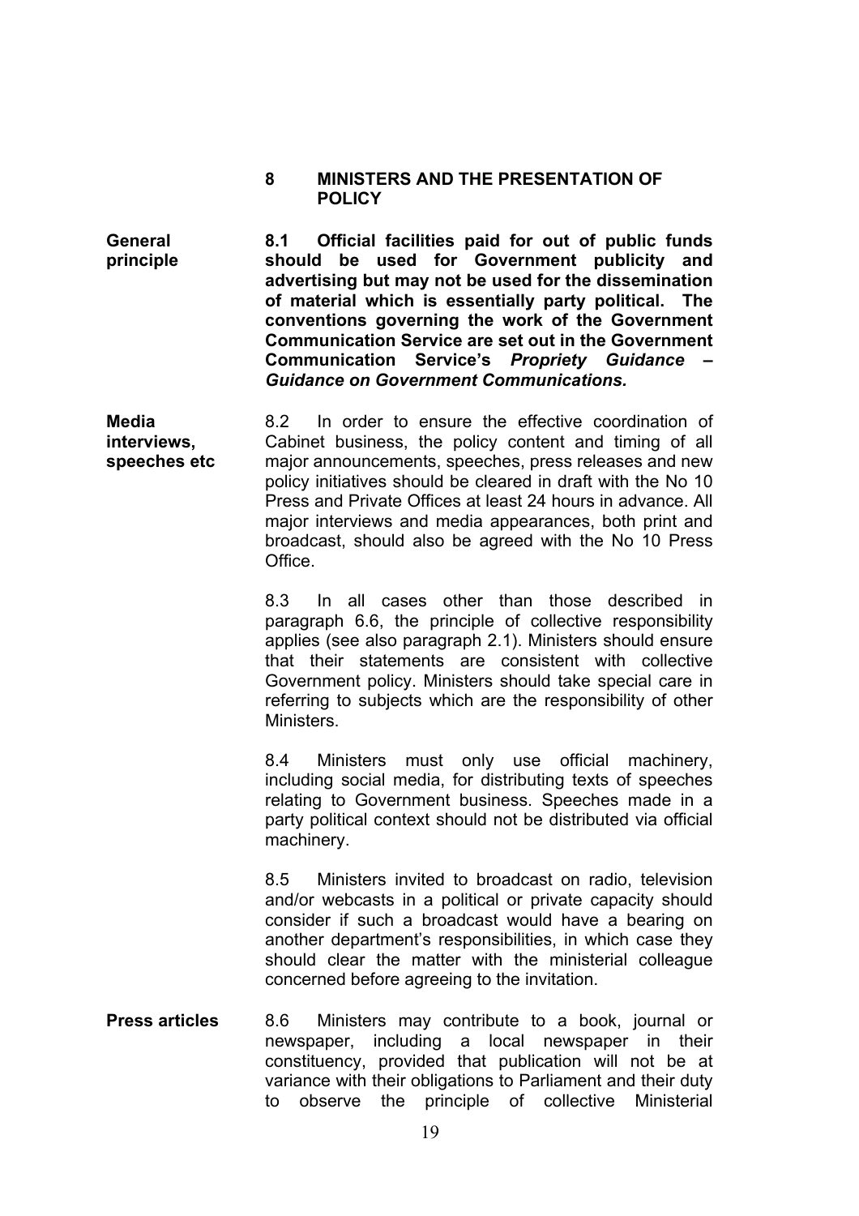## 8 MINISTERS AND THE PRESENTATION OF POLICY

**General principle**

**8.1 Official facilities paid for out of public funds should be used for Government publicity and advertising but may not be used for the dissemination of material which is essentially party political. The conventions governing the work of the Government Communication Service are set out in the Government Communication Service's *Propriety Guidance – Guidance on Government Communications.***

**Media interviews, speeches etc**

8.2 In order to ensure the effective coordination of Cabinet business, the policy content and timing of all major announcements, speeches, press releases and new policy initiatives should be cleared in draft with the No 10 Press and Private Offices at least 24 hours in advance. All major interviews and media appearances, both print and broadcast, should also be agreed with the No 10 Press Office.

8.3 In all cases other than those described in paragraph 6.6, the principle of collective responsibility applies (see also paragraph 2.1). Ministers should ensure that their statements are consistent with collective Government policy. Ministers should take special care in referring to subjects which are the responsibility of other Ministers.

8.4 Ministers must only use official machinery, including social media, for distributing texts of speeches relating to Government business. Speeches made in a party political context should not be distributed via official machinery.

8.5 Ministers invited to broadcast on radio, television and/or webcasts in a political or private capacity should consider if such a broadcast would have a bearing on another department's responsibilities, in which case they should clear the matter with the ministerial colleague concerned before agreeing to the invitation.

**Press articles**

8.6 Ministers may contribute to a book, journal or newspaper, including a local newspaper in their constituency, provided that publication will not be at variance with their obligations to Parliament and their duty to observe the principle of collective Ministerial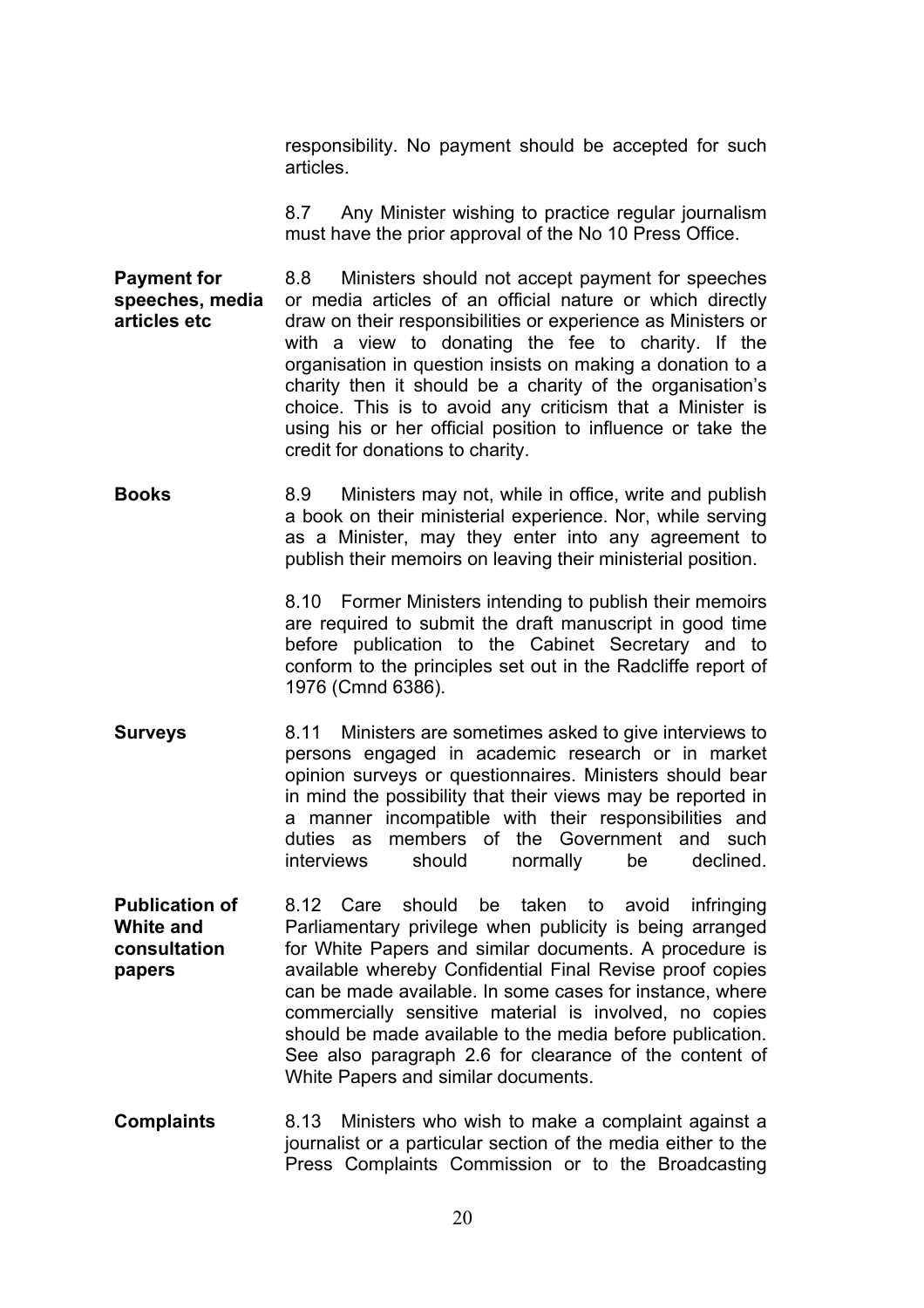responsibility. No payment should be accepted for such articles.

8.7 Any Minister wishing to practice regular journalism must have the prior approval of the No 10 Press Office.

**Payment for speeches, media articles etc**

8.8 Ministers should not accept payment for speeches or media articles of an official nature or which directly draw on their responsibilities or experience as Ministers or with a view to donating the fee to charity. If the organisation in question insists on making a donation to a charity then it should be a charity of the organisation's choice. This is to avoid any criticism that a Minister is using his or her official position to influence or take the credit for donations to charity.

**Books**

8.9 Ministers may not, while in office, write and publish a book on their ministerial experience. Nor, while serving as a Minister, may they enter into any agreement to publish their memoirs on leaving their ministerial position.

8.10 Former Ministers intending to publish their memoirs are required to submit the draft manuscript in good time before publication to the Cabinet Secretary and to conform to the principles set out in the Radcliffe report of 1976 (Cmnd 6386).

**Surveys**

8.11 Ministers are sometimes asked to give interviews to persons engaged in academic research or in market opinion surveys or questionnaires. Ministers should bear in mind the possibility that their views may be reported in a manner incompatible with their responsibilities and duties as members of the Government and such interviews should normally be declined.

**Publication of White and consultation papers**

8.12 Care should be taken to avoid infringing Parliamentary privilege when publicity is being arranged for White Papers and similar documents. A procedure is available whereby Confidential Final Revise proof copies can be made available. In some cases for instance, where commercially sensitive material is involved, no copies should be made available to the media before publication. See also paragraph 2.6 for clearance of the content of White Papers and similar documents.

**Complaints**

8.13 Ministers who wish to make a complaint against a journalist or a particular section of the media either to the Press Complaints Commission or to the Broadcasting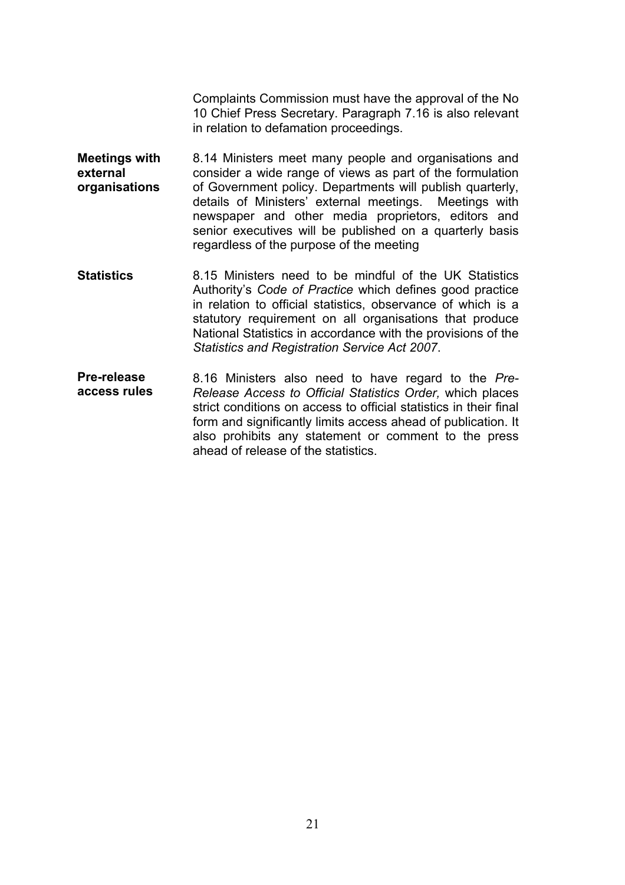Complaints Commission must have the approval of the No 10 Chief Press Secretary. Paragraph 7.16 is also relevant in relation to defamation proceedings.

**Meetings with external organisations**

8.14 Ministers meet many people and organisations and consider a wide range of views as part of the formulation of Government policy. Departments will publish quarterly, details of Ministers' external meetings. Meetings with newspaper and other media proprietors, editors and senior executives will be published on a quarterly basis regardless of the purpose of the meeting

**Statistics**

8.15 Ministers need to be mindful of the UK Statistics Authority's *Code of Practice* which defines good practice in relation to official statistics, observance of which is a statutory requirement on all organisations that produce National Statistics in accordance with the provisions of the *Statistics and Registration Service Act 2007*.

**Pre-release access rules**

8.16 Ministers also need to have regard to the *Pre-Release Access to Official Statistics Order,* which places strict conditions on access to official statistics in their final form and significantly limits access ahead of publication. It also prohibits any statement or comment to the press ahead of release of the statistics.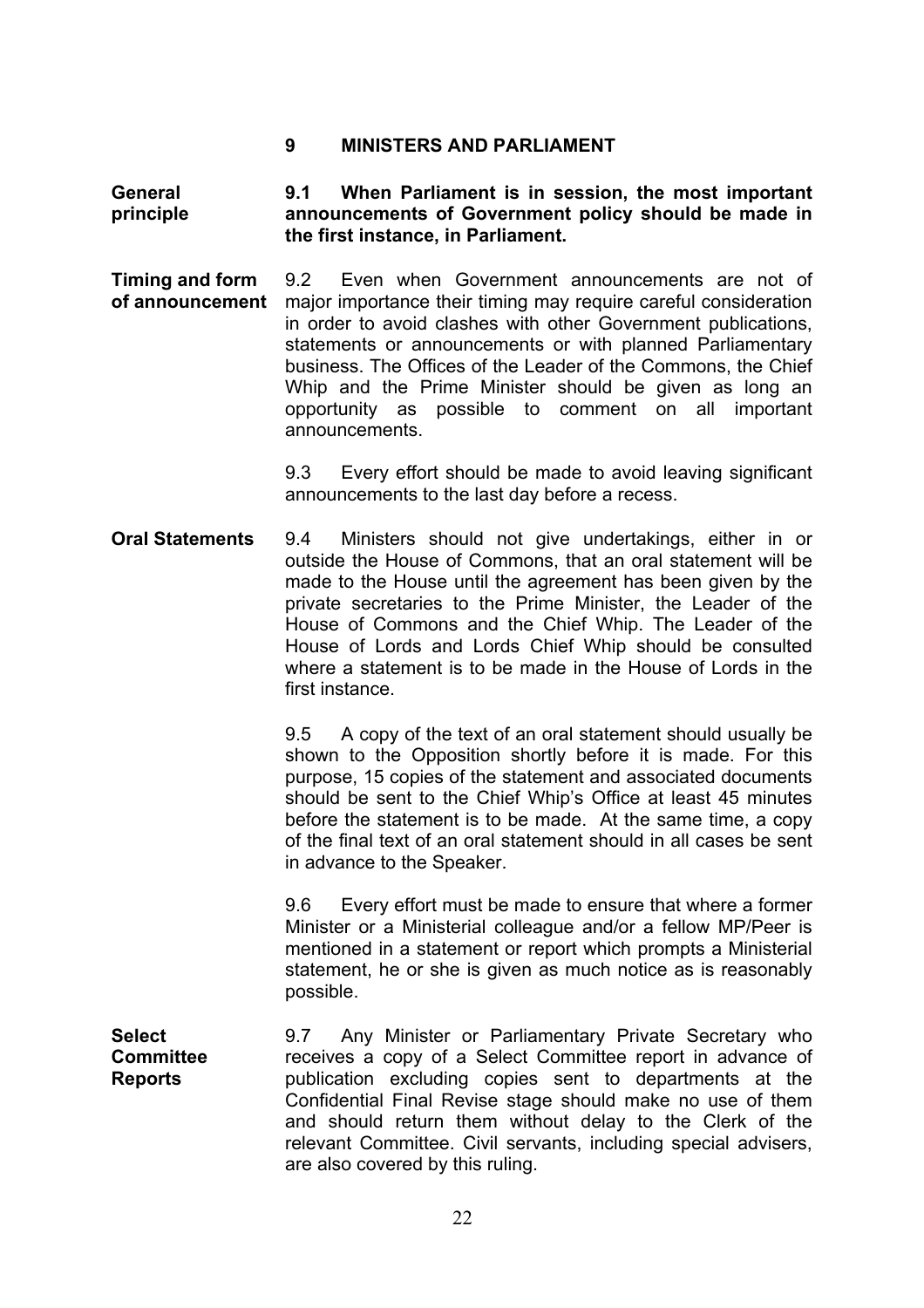## 9 MINISTERS AND PARLIAMENT

**General principle**

**9.1 When Parliament is in session, the most important announcements of Government policy should be made in the first instance, in Parliament.**

**Timing and form of announcement**

9.2 Even when Government announcements are not of major importance their timing may require careful consideration in order to avoid clashes with other Government publications, statements or announcements or with planned Parliamentary business. The Offices of the Leader of the Commons, the Chief Whip and the Prime Minister should be given as long an opportunity as possible to comment on all important announcements.

9.3 Every effort should be made to avoid leaving significant announcements to the last day before a recess.

**Oral Statements**

9.4 Ministers should not give undertakings, either in or outside the House of Commons, that an oral statement will be made to the House until the agreement has been given by the private secretaries to the Prime Minister, the Leader of the House of Commons and the Chief Whip. The Leader of the House of Lords and Lords Chief Whip should be consulted where a statement is to be made in the House of Lords in the first instance.

9.5 A copy of the text of an oral statement should usually be shown to the Opposition shortly before it is made. For this purpose, 15 copies of the statement and associated documents should be sent to the Chief Whip's Office at least 45 minutes before the statement is to be made. At the same time, a copy of the final text of an oral statement should in all cases be sent in advance to the Speaker.

9.6 Every effort must be made to ensure that where a former Minister or a Ministerial colleague and/or a fellow MP/Peer is mentioned in a statement or report which prompts a Ministerial statement, he or she is given as much notice as is reasonably possible.

**Select Committee Reports**

9.7 Any Minister or Parliamentary Private Secretary who receives a copy of a Select Committee report in advance of publication excluding copies sent to departments at the Confidential Final Revise stage should make no use of them and should return them without delay to the Clerk of the relevant Committee. Civil servants, including special advisers, are also covered by this ruling.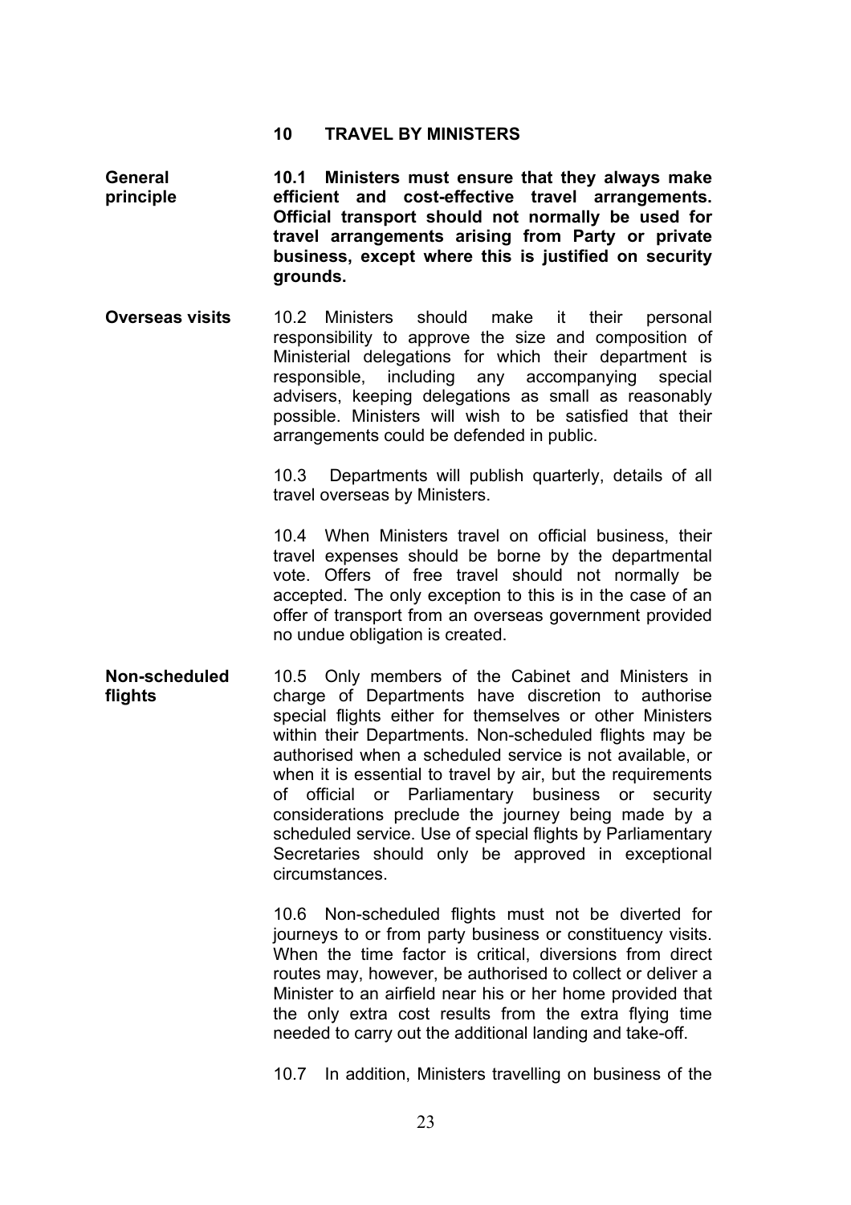## 10 TRAVEL BY MINISTERS

**General principle**

**10.1 Ministers must ensure that they always make efficient and cost-effective travel arrangements. Official transport should not normally be used for travel arrangements arising from Party or private business, except where this is justified on security grounds.**

**Overseas visits**

10.2 Ministers should make it their personal responsibility to approve the size and composition of Ministerial delegations for which their department is responsible, including any accompanying special advisers, keeping delegations as small as reasonably possible. Ministers will wish to be satisfied that their arrangements could be defended in public.

10.3 Departments will publish quarterly, details of all travel overseas by Ministers.

10.4 When Ministers travel on official business, their travel expenses should be borne by the departmental vote. Offers of free travel should not normally be accepted. The only exception to this is in the case of an offer of transport from an overseas government provided no undue obligation is created.

**Non-scheduled flights**

10.5 Only members of the Cabinet and Ministers in charge of Departments have discretion to authorise special flights either for themselves or other Ministers within their Departments. Non-scheduled flights may be authorised when a scheduled service is not available, or when it is essential to travel by air, but the requirements of official or Parliamentary business or security considerations preclude the journey being made by a scheduled service. Use of special flights by Parliamentary Secretaries should only be approved in exceptional circumstances.

10.6 Non-scheduled flights must not be diverted for journeys to or from party business or constituency visits. When the time factor is critical, diversions from direct routes may, however, be authorised to collect or deliver a Minister to an airfield near his or her home provided that the only extra cost results from the extra flying time needed to carry out the additional landing and take-off.

10.7 In addition, Ministers travelling on business of the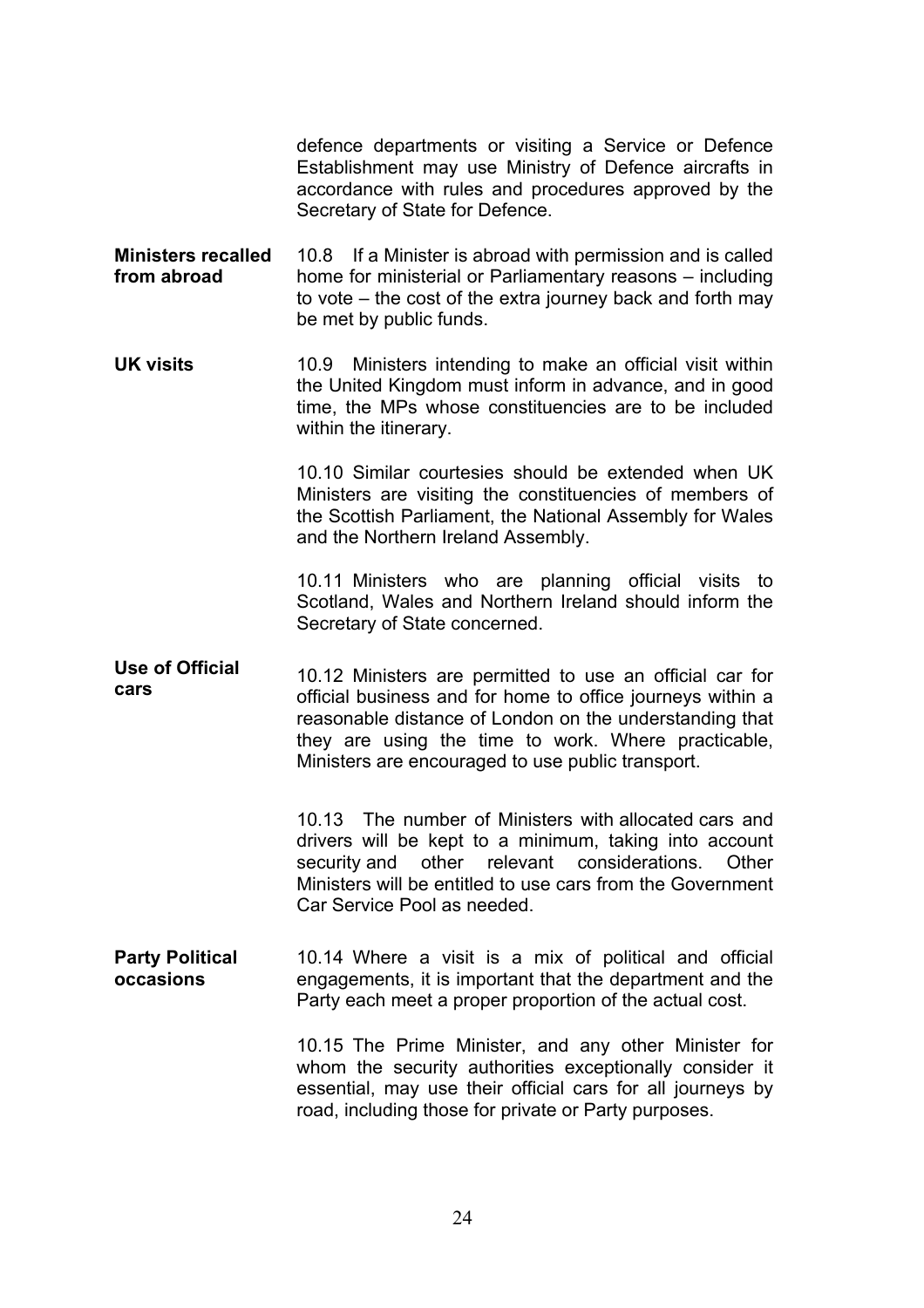defence departments or visiting a Service or Defence Establishment may use Ministry of Defence aircrafts in accordance with rules and procedures approved by the Secretary of State for Defence.

**Ministers recalled from abroad**

10.8 If a Minister is abroad with permission and is called home for ministerial or Parliamentary reasons – including to vote – the cost of the extra journey back and forth may be met by public funds.

**UK visits**

10.9 Ministers intending to make an official visit within the United Kingdom must inform in advance, and in good time, the MPs whose constituencies are to be included within the itinerary.

10.10 Similar courtesies should be extended when UK Ministers are visiting the constituencies of members of the Scottish Parliament, the National Assembly for Wales and the Northern Ireland Assembly.

10.11 Ministers who are planning official visits to Scotland, Wales and Northern Ireland should inform the Secretary of State concerned.

**Use of Official cars**

10.12 Ministers are permitted to use an official car for official business and for home to office journeys within a reasonable distance of London on the understanding that they are using the time to work. Where practicable, Ministers are encouraged to use public transport.

10.13 The number of Ministers with allocated cars and drivers will be kept to a minimum, taking into account security and other relevant considerations. Other Ministers will be entitled to use cars from the Government Car Service Pool as needed.

**Party Political occasions**

10.14 Where a visit is a mix of political and official engagements, it is important that the department and the Party each meet a proper proportion of the actual cost.

10.15 The Prime Minister, and any other Minister for whom the security authorities exceptionally consider it essential, may use their official cars for all journeys by road, including those for private or Party purposes.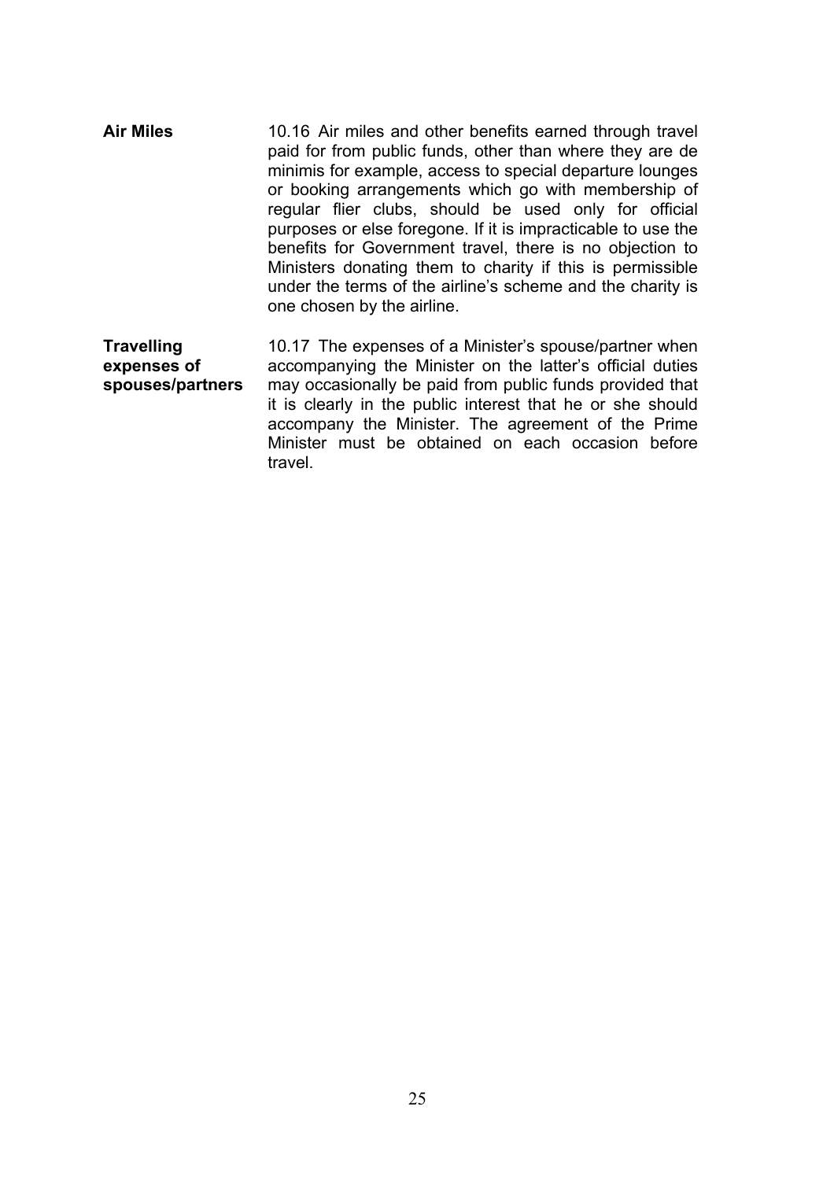**Air Miles**

10.16 Air miles and other benefits earned through travel paid for from public funds, other than where they are de minimis for example, access to special departure lounges or booking arrangements which go with membership of regular flier clubs, should be used only for official purposes or else foregone. If it is impracticable to use the benefits for Government travel, there is no objection to Ministers donating them to charity if this is permissible under the terms of the airline's scheme and the charity is one chosen by the airline.

**Travelling expenses of spouses/partners**

10.17 The expenses of a Minister's spouse/partner when accompanying the Minister on the latter's official duties may occasionally be paid from public funds provided that it is clearly in the public interest that he or she should accompany the Minister. The agreement of the Prime Minister must be obtained on each occasion before travel.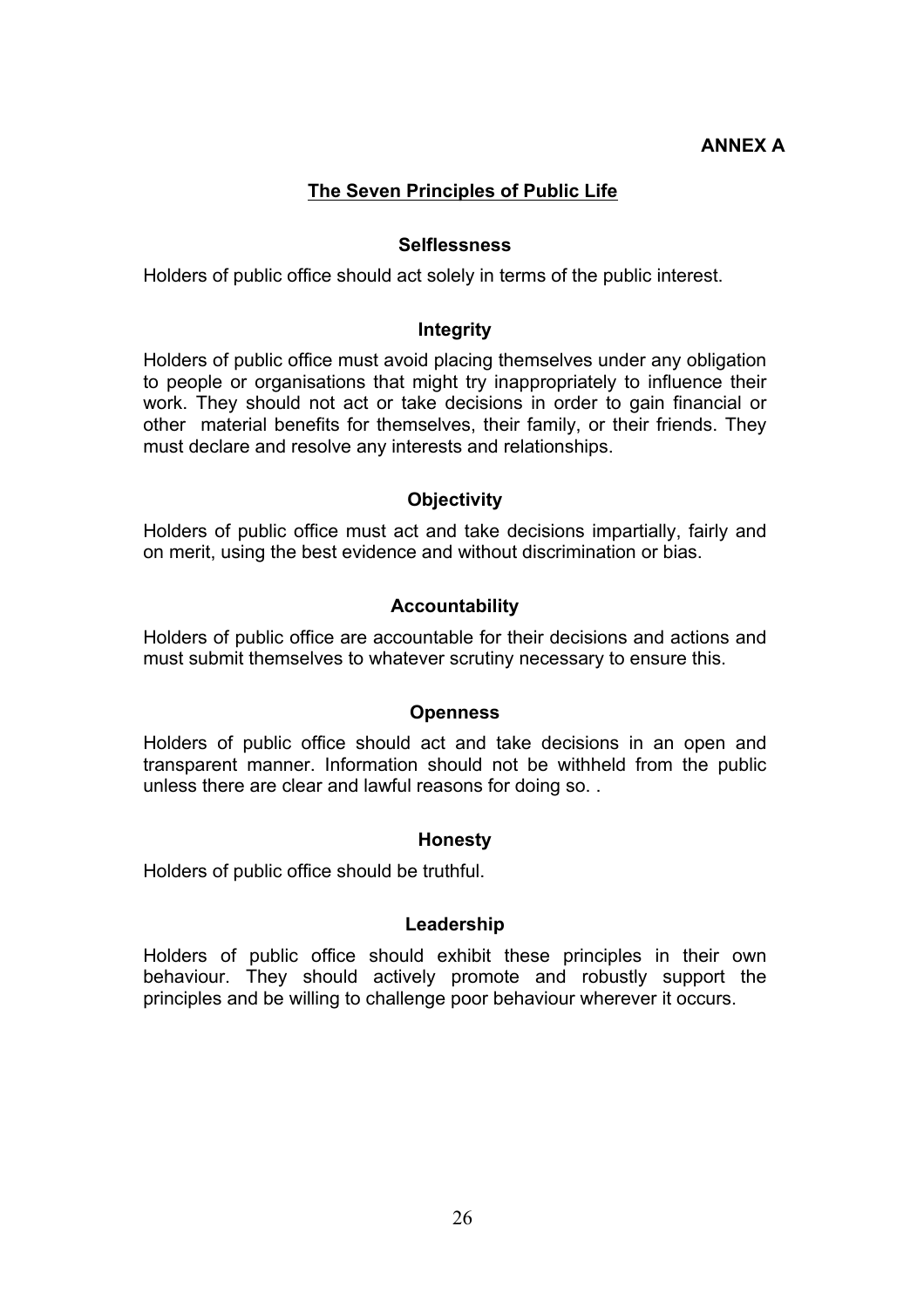**ANNEX A**

## The Seven Principles of Public Life

### Selflessness

Holders of public office should act solely in terms of the public interest.

### Integrity

Holders of public office must avoid placing themselves under any obligation to people or organisations that might try inappropriately to influence their work. They should not act or take decisions in order to gain financial or other material benefits for themselves, their family, or their friends. They must declare and resolve any interests and relationships.

### Objectivity

Holders of public office must act and take decisions impartially, fairly and on merit, using the best evidence and without discrimination or bias.

### Accountability

Holders of public office are accountable for their decisions and actions and must submit themselves to whatever scrutiny necessary to ensure this.

### Openness

Holders of public office should act and take decisions in an open and transparent manner. Information should not be withheld from the public unless there are clear and lawful reasons for doing so. .

### Honesty

Holders of public office should be truthful.

### Leadership

Holders of public office should exhibit these principles in their own behaviour. They should actively promote and robustly support the principles and be willing to challenge poor behaviour wherever it occurs.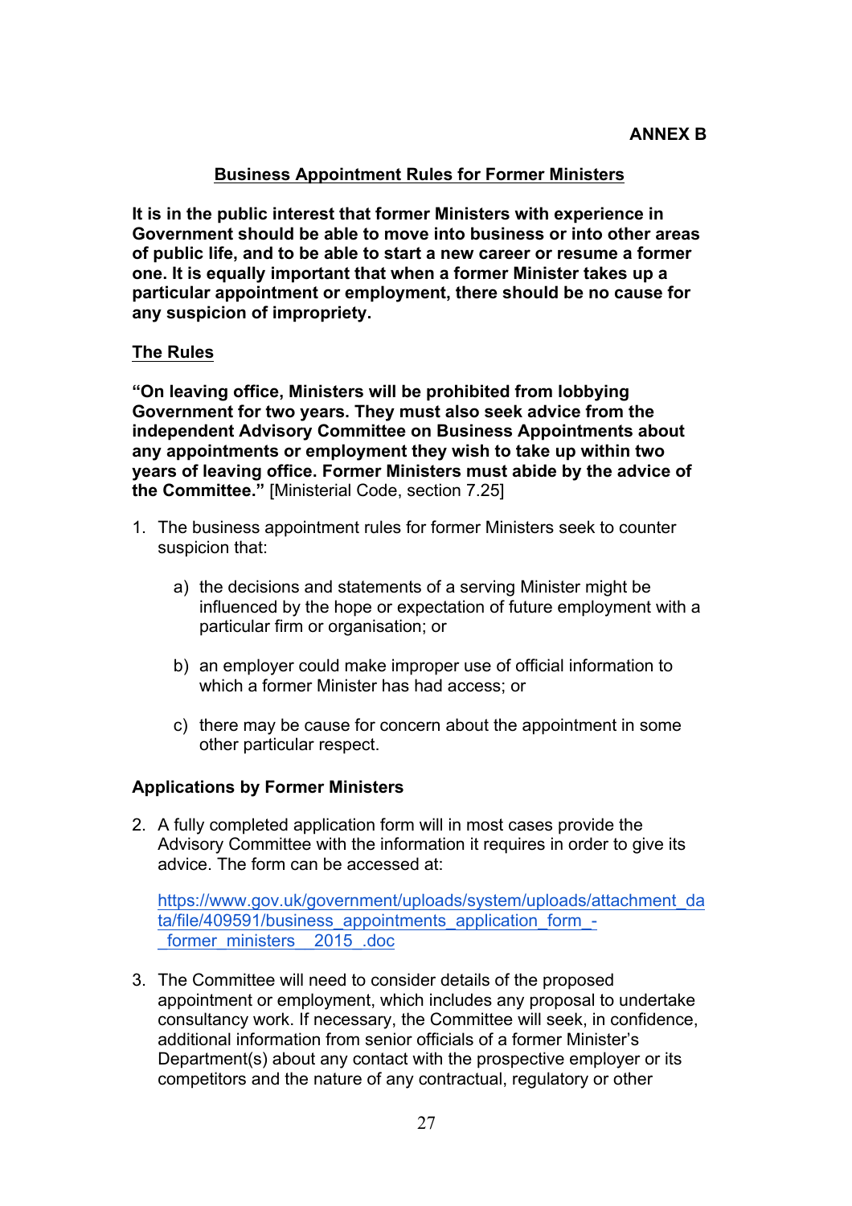**ANNEX B**

## Business Appointment Rules for Former Ministers

**It is in the public interest that former Ministers with experience in Government should be able to move into business or into other areas of public life, and to be able to start a new career or resume a former one. It is equally important that when a former Minister takes up a particular appointment or employment, there should be no cause for any suspicion of impropriety.**

### The Rules

**"On leaving office, Ministers will be prohibited from lobbying Government for two years. They must also seek advice from the independent Advisory Committee on Business Appointments about any appointments or employment they wish to take up within two years of leaving office. Former Ministers must abide by the advice of the Committee."** [Ministerial Code, section 7.25]

1. The business appointment rules for former Ministers seek to counter suspicion that:

    a) the decisions and statements of a serving Minister might be influenced by the hope or expectation of future employment with a particular firm or organisation; or

    b) an employer could make improper use of official information to which a former Minister has had access; or

    c) there may be cause for concern about the appointment in some other particular respect.

### Applications by Former Ministers

2. A fully completed application form will in most cases provide the Advisory Committee with the information it requires in order to give its advice. The form can be accessed at:

    https://www.gov.uk/government/uploads/system/uploads/attachment_data/file/409591/business_appointments_application_form_-_former_ministers__2015_.doc

3. The Committee will need to consider details of the proposed appointment or employment, which includes any proposal to undertake consultancy work. If necessary, the Committee will seek, in confidence, additional information from senior officials of a former Minister's Department(s) about any contact with the prospective employer or its competitors and the nature of any contractual, regulatory or other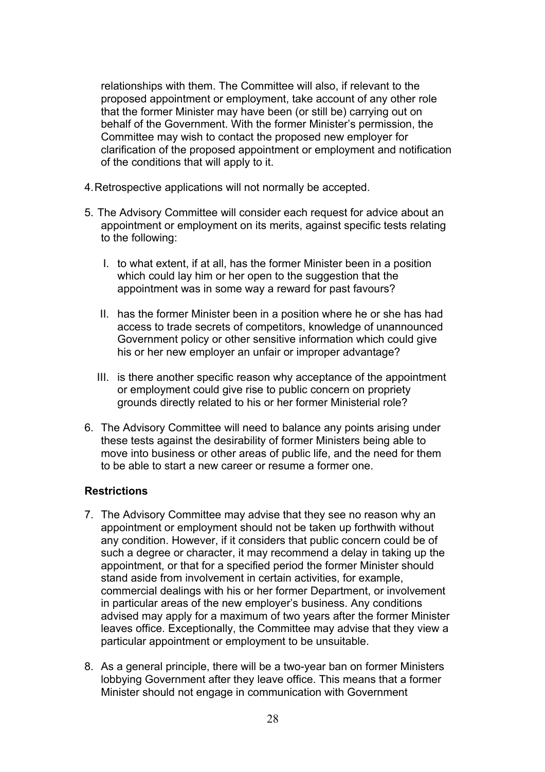relationships with them. The Committee will also, if relevant to the proposed appointment or employment, take account of any other role that the former Minister may have been (or still be) carrying out on behalf of the Government. With the former Minister's permission, the Committee may wish to contact the proposed new employer for clarification of the proposed appointment or employment and notification of the conditions that will apply to it.

4. Retrospective applications will not normally be accepted.

5. The Advisory Committee will consider each request for advice about an appointment or employment on its merits, against specific tests relating to the following:

   I. to what extent, if at all, has the former Minister been in a position which could lay him or her open to the suggestion that the appointment was in some way a reward for past favours?

   II. has the former Minister been in a position where he or she has had access to trade secrets of competitors, knowledge of unannounced Government policy or other sensitive information which could give his or her new employer an unfair or improper advantage?

   III. is there another specific reason why acceptance of the appointment or employment could give rise to public concern on propriety grounds directly related to his or her former Ministerial role?

6. The Advisory Committee will need to balance any points arising under these tests against the desirability of former Ministers being able to move into business or other areas of public life, and the need for them to be able to start a new career or resume a former one.

**Restrictions**

7. The Advisory Committee may advise that they see no reason why an appointment or employment should not be taken up forthwith without any condition. However, if it considers that public concern could be of such a degree or character, it may recommend a delay in taking up the appointment, or that for a specified period the former Minister should stand aside from involvement in certain activities, for example, commercial dealings with his or her former Department, or involvement in particular areas of the new employer's business. Any conditions advised may apply for a maximum of two years after the former Minister leaves office. Exceptionally, the Committee may advise that they view a particular appointment or employment to be unsuitable.

8. As a general principle, there will be a two-year ban on former Ministers lobbying Government after they leave office. This means that a former Minister should not engage in communication with Government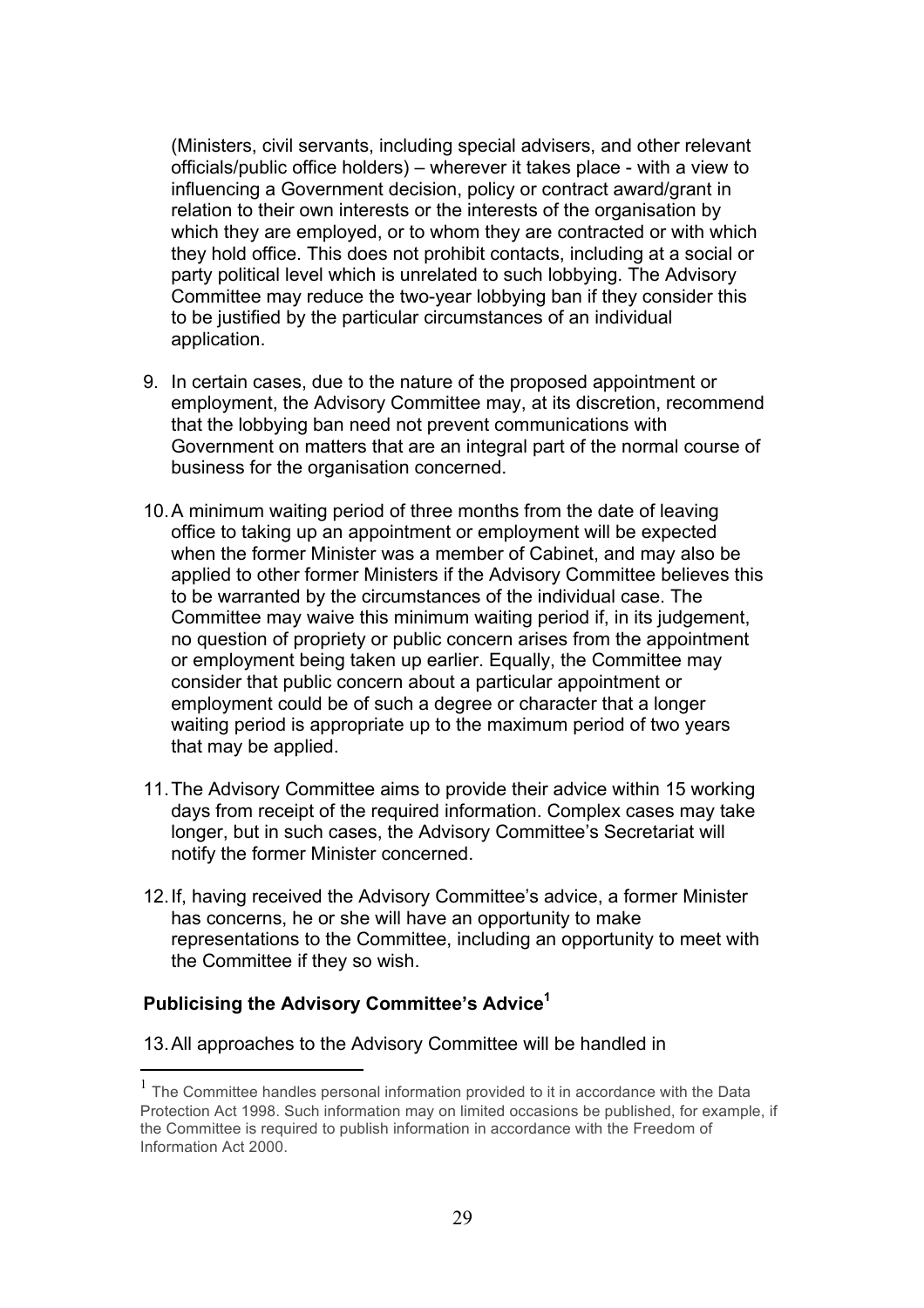(Ministers, civil servants, including special advisers, and other relevant officials/public office holders) – wherever it takes place - with a view to influencing a Government decision, policy or contract award/grant in relation to their own interests or the interests of the organisation by which they are employed, or to whom they are contracted or with which they hold office. This does not prohibit contacts, including at a social or party political level which is unrelated to such lobbying. The Advisory Committee may reduce the two-year lobbying ban if they consider this to be justified by the particular circumstances of an individual application.

9. In certain cases, due to the nature of the proposed appointment or employment, the Advisory Committee may, at its discretion, recommend that the lobbying ban need not prevent communications with Government on matters that are an integral part of the normal course of business for the organisation concerned.

10. A minimum waiting period of three months from the date of leaving office to taking up an appointment or employment will be expected when the former Minister was a member of Cabinet, and may also be applied to other former Ministers if the Advisory Committee believes this to be warranted by the circumstances of the individual case. The Committee may waive this minimum waiting period if, in its judgement, no question of propriety or public concern arises from the appointment or employment being taken up earlier. Equally, the Committee may consider that public concern about a particular appointment or employment could be of such a degree or character that a longer waiting period is appropriate up to the maximum period of two years that may be applied.

11. The Advisory Committee aims to provide their advice within 15 working days from receipt of the required information. Complex cases may take longer, but in such cases, the Advisory Committee's Secretariat will notify the former Minister concerned.

12. If, having received the Advisory Committee's advice, a former Minister has concerns, he or she will have an opportunity to make representations to the Committee, including an opportunity to meet with the Committee if they so wish.

### Publicising the Advisory Committee's Advice[1]

13. All approaches to the Advisory Committee will be handled in

---

[1] The Committee handles personal information provided to it in accordance with the Data Protection Act 1998. Such information may on limited occasions be published, for example, if the Committee is required to publish information in accordance with the Freedom of Information Act 2000.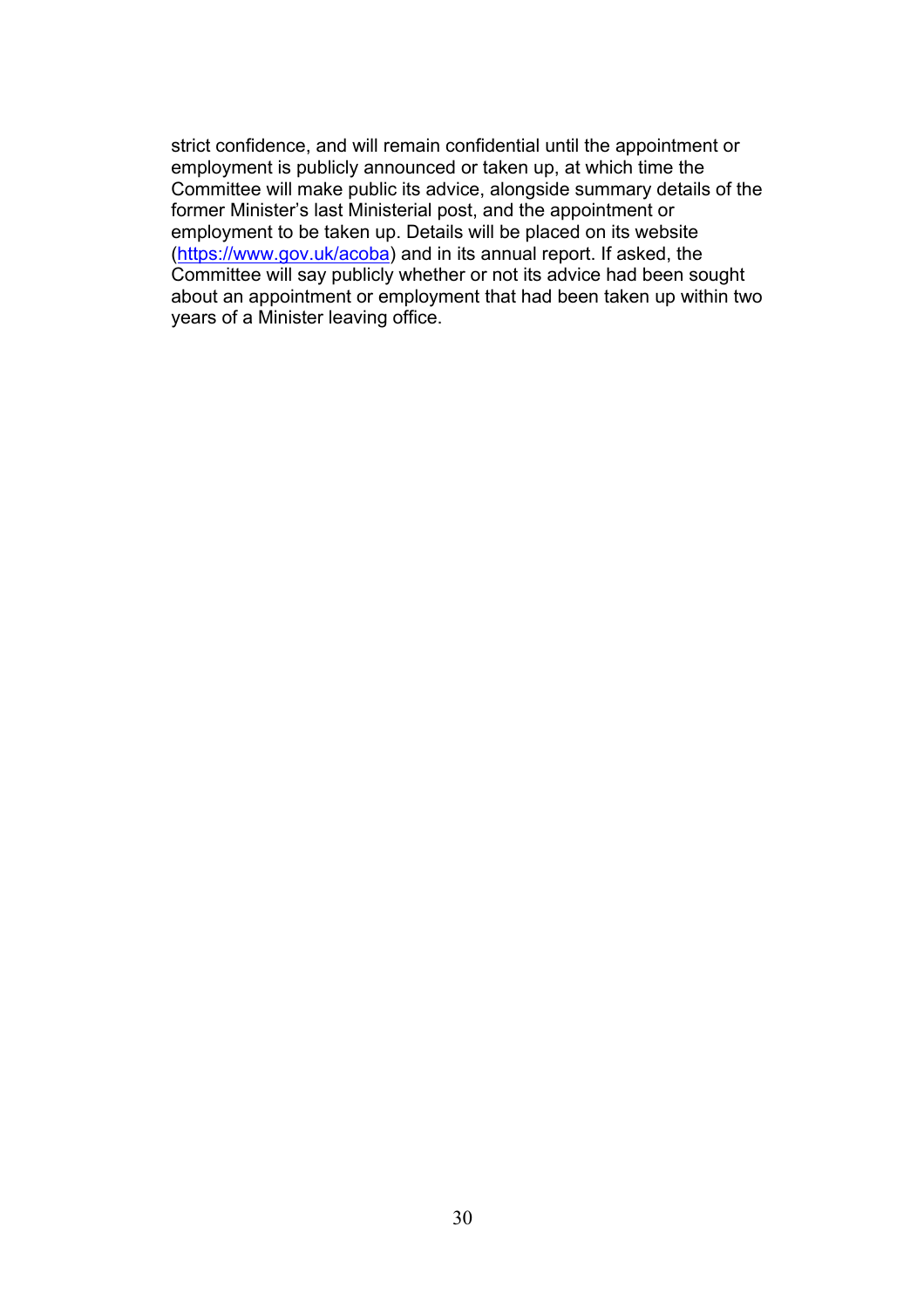strict confidence, and will remain confidential until the appointment or employment is publicly announced or taken up, at which time the Committee will make public its advice, alongside summary details of the former Minister's last Ministerial post, and the appointment or employment to be taken up. Details will be placed on its website ([https://www.gov.uk/acoba](https://www.gov.uk/acoba)) and in its annual report. If asked, the Committee will say publicly whether or not its advice had been sought about an appointment or employment that had been taken up within two years of a Minister leaving office.